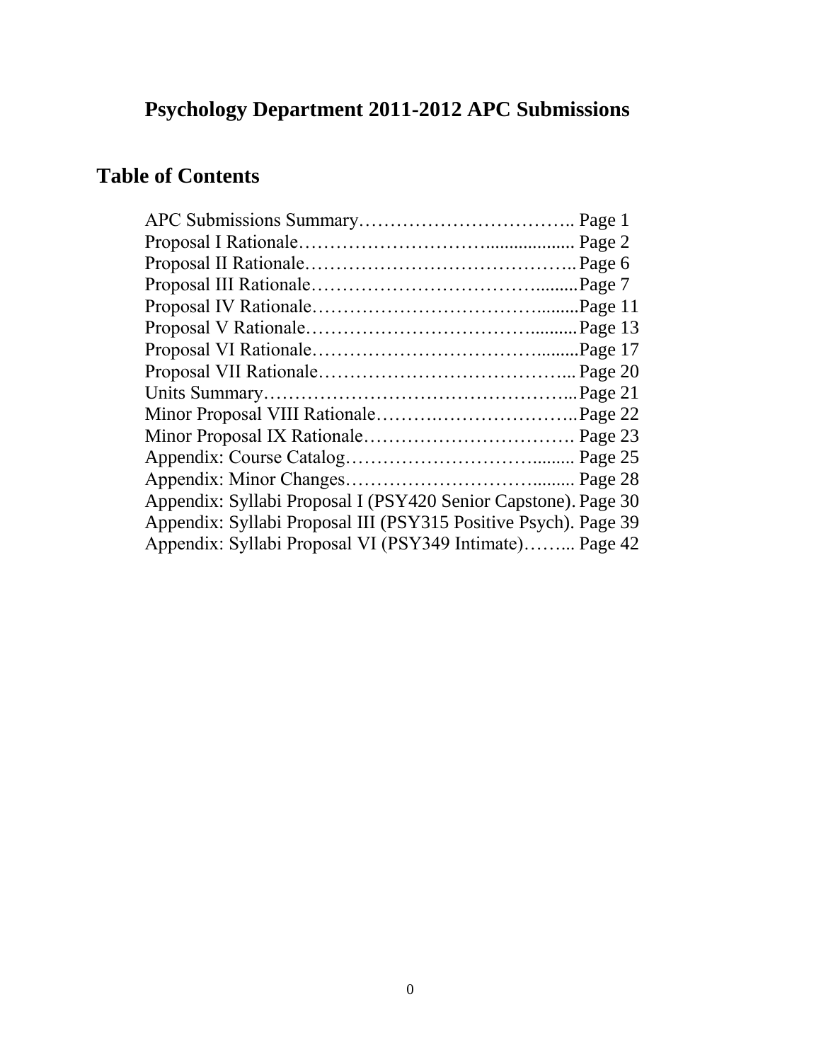# Psychology Department 2011-2012 APC Submissions

## Table of Contents

APC Submissions Summary…………………………….. Page 1
Proposal I Rationale…………………………................... Page 2
Proposal II Rationale…………………………………….. Page 6
Proposal III Rationale………………………………….........Page 7
Proposal IV Rationale……………………………….........Page 11
Proposal V Rationale………………………………..........Page 13
Proposal VI Rationale……………………………….........Page 17
Proposal VII Rationale…………………………………... Page 20
Units Summary…………………………………………...Page 21
Minor Proposal VIII Rationale……….…………………..Page 22
Minor Proposal IX Rationale……………………………. Page 23
Appendix: Course Catalog…………………………......... Page 25
Appendix: Minor Changes…………………………......... Page 28
Appendix: Syllabi Proposal I (PSY420 Senior Capstone). Page 30
Appendix: Syllabi Proposal III (PSY315 Positive Psych). Page 39
Appendix: Syllabi Proposal VI (PSY349 Intimate)……... Page 42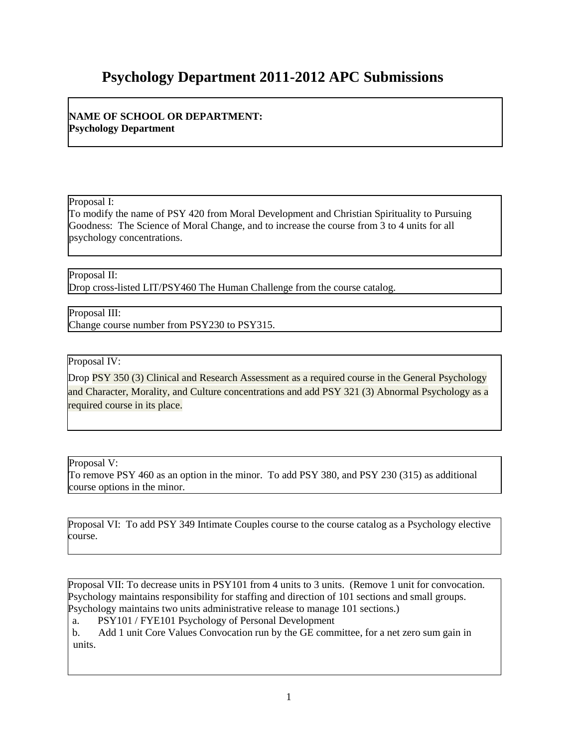# Psychology Department 2011-2012 APC Submissions

**NAME OF SCHOOL OR DEPARTMENT:**
**Psychology Department**

Proposal I:
To modify the name of PSY 420 from Moral Development and Christian Spirituality to Pursuing Goodness: The Science of Moral Change, and to increase the course from 3 to 4 units for all psychology concentrations.

Proposal II:
Drop cross-listed LIT/PSY460 The Human Challenge from the course catalog.

Proposal III:
Change course number from PSY230 to PSY315.

Proposal IV:

Drop PSY 350 (3) Clinical and Research Assessment as a required course in the General Psychology and Character, Morality, and Culture concentrations and add PSY 321 (3) Abnormal Psychology as a required course in its place.

Proposal V:
To remove PSY 460 as an option in the minor. To add PSY 380, and PSY 230 (315) as additional course options in the minor.

Proposal VI: To add PSY 349 Intimate Couples course to the course catalog as a Psychology elective course.

Proposal VII: To decrease units in PSY101 from 4 units to 3 units. (Remove 1 unit for convocation. Psychology maintains responsibility for staffing and direction of 101 sections and small groups. Psychology maintains two units administrative release to manage 101 sections.)

a. PSY101 / FYE101 Psychology of Personal Development
b. Add 1 unit Core Values Convocation run by the GE committee, for a net zero sum gain in units.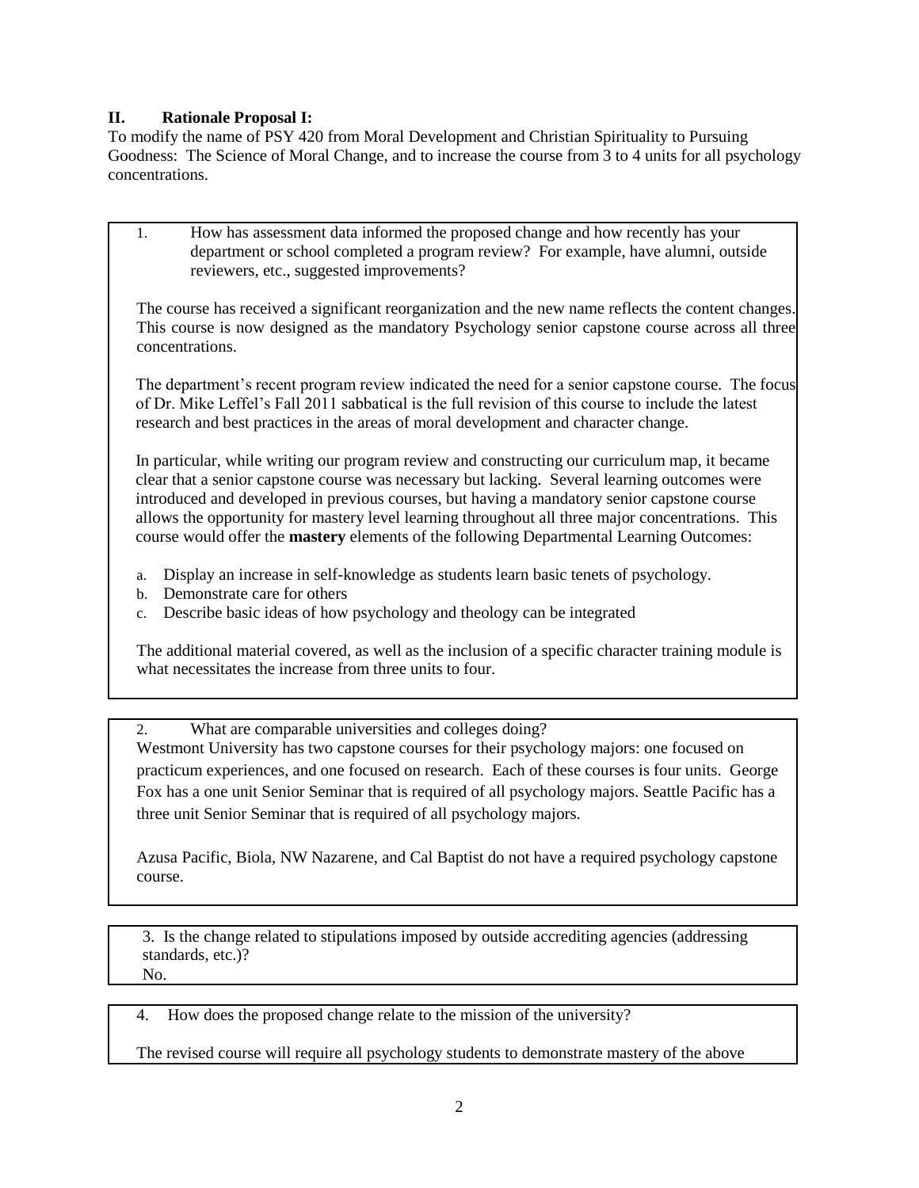## II. Rationale Proposal I:

To modify the name of PSY 420 from Moral Development and Christian Spirituality to Pursuing Goodness: The Science of Moral Change, and to increase the course from 3 to 4 units for all psychology concentrations.

1. How has assessment data informed the proposed change and how recently has your department or school completed a program review? For example, have alumni, outside reviewers, etc., suggested improvements?

The course has received a significant reorganization and the new name reflects the content changes. This course is now designed as the mandatory Psychology senior capstone course across all three concentrations.

The department's recent program review indicated the need for a senior capstone course. The focus of Dr. Mike Leffel's Fall 2011 sabbatical is the full revision of this course to include the latest research and best practices in the areas of moral development and character change.

In particular, while writing our program review and constructing our curriculum map, it became clear that a senior capstone course was necessary but lacking. Several learning outcomes were introduced and developed in previous courses, but having a mandatory senior capstone course allows the opportunity for mastery level learning throughout all three major concentrations. This course would offer the **mastery** elements of the following Departmental Learning Outcomes:

a. Display an increase in self-knowledge as students learn basic tenets of psychology.
b. Demonstrate care for others
c. Describe basic ideas of how psychology and theology can be integrated

The additional material covered, as well as the inclusion of a specific character training module is what necessitates the increase from three units to four.

2. What are comparable universities and colleges doing?

Westmont University has two capstone courses for their psychology majors: one focused on practicum experiences, and one focused on research. Each of these courses is four units. George Fox has a one unit Senior Seminar that is required of all psychology majors. Seattle Pacific has a three unit Senior Seminar that is required of all psychology majors.

Azusa Pacific, Biola, NW Nazarene, and Cal Baptist do not have a required psychology capstone course.

3. Is the change related to stipulations imposed by outside accrediting agencies (addressing standards, etc.)?

No.

4. How does the proposed change relate to the mission of the university?

The revised course will require all psychology students to demonstrate mastery of the above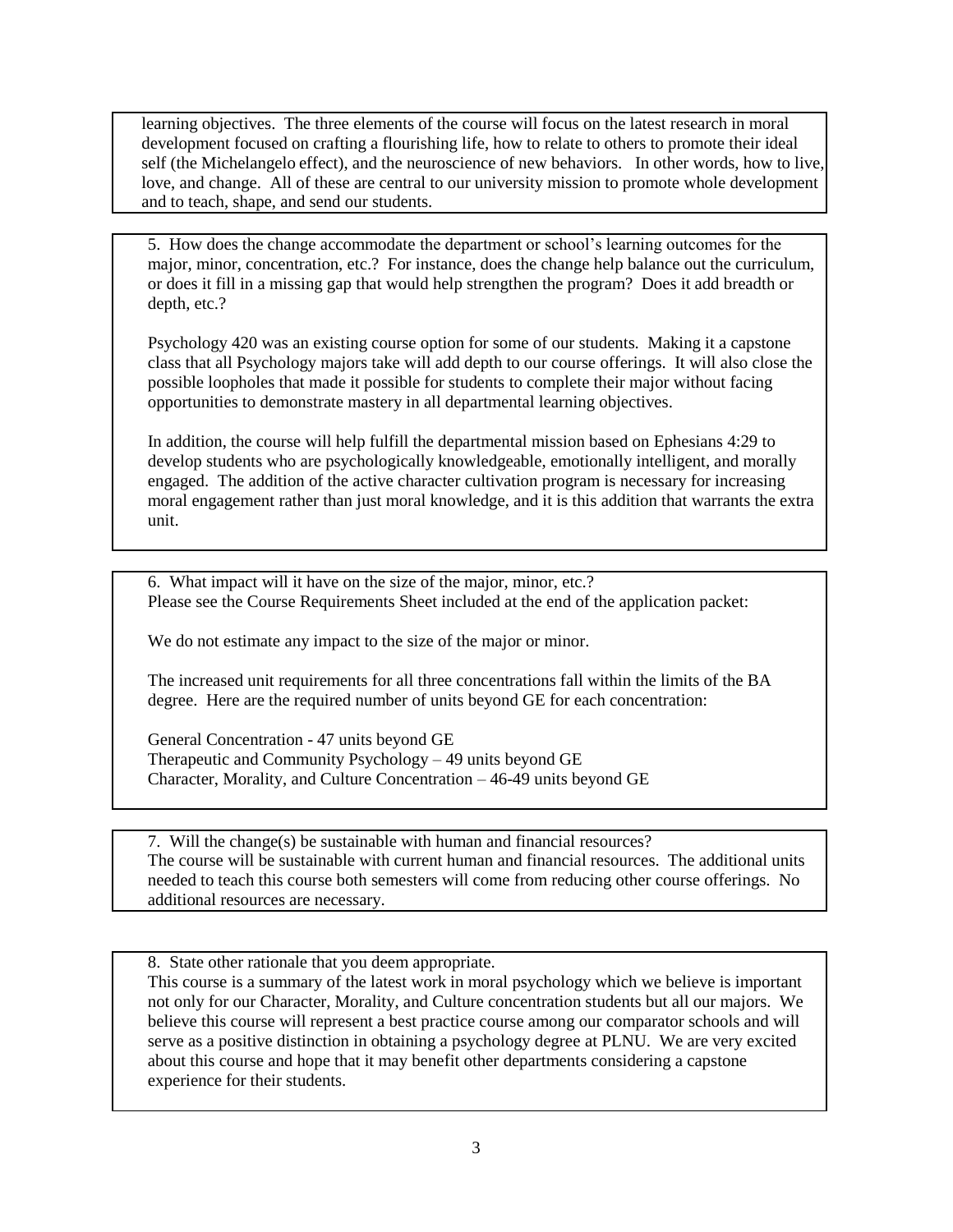learning objectives. The three elements of the course will focus on the latest research in moral development focused on crafting a flourishing life, how to relate to others to promote their ideal self (the Michelangelo effect), and the neuroscience of new behaviors. In other words, how to live, love, and change. All of these are central to our university mission to promote whole development and to teach, shape, and send our students.

5. How does the change accommodate the department or school's learning outcomes for the major, minor, concentration, etc.? For instance, does the change help balance out the curriculum, or does it fill in a missing gap that would help strengthen the program? Does it add breadth or depth, etc.?

Psychology 420 was an existing course option for some of our students. Making it a capstone class that all Psychology majors take will add depth to our course offerings. It will also close the possible loopholes that made it possible for students to complete their major without facing opportunities to demonstrate mastery in all departmental learning objectives.

In addition, the course will help fulfill the departmental mission based on Ephesians 4:29 to develop students who are psychologically knowledgeable, emotionally intelligent, and morally engaged. The addition of the active character cultivation program is necessary for increasing moral engagement rather than just moral knowledge, and it is this addition that warrants the extra unit.

6. What impact will it have on the size of the major, minor, etc.?
Please see the Course Requirements Sheet included at the end of the application packet:

We do not estimate any impact to the size of the major or minor.

The increased unit requirements for all three concentrations fall within the limits of the BA degree. Here are the required number of units beyond GE for each concentration:

General Concentration - 47 units beyond GE
Therapeutic and Community Psychology – 49 units beyond GE
Character, Morality, and Culture Concentration – 46-49 units beyond GE

7. Will the change(s) be sustainable with human and financial resources?
The course will be sustainable with current human and financial resources. The additional units needed to teach this course both semesters will come from reducing other course offerings. No additional resources are necessary.

8. State other rationale that you deem appropriate.
This course is a summary of the latest work in moral psychology which we believe is important not only for our Character, Morality, and Culture concentration students but all our majors. We believe this course will represent a best practice course among our comparator schools and will serve as a positive distinction in obtaining a psychology degree at PLNU. We are very excited about this course and hope that it may benefit other departments considering a capstone experience for their students.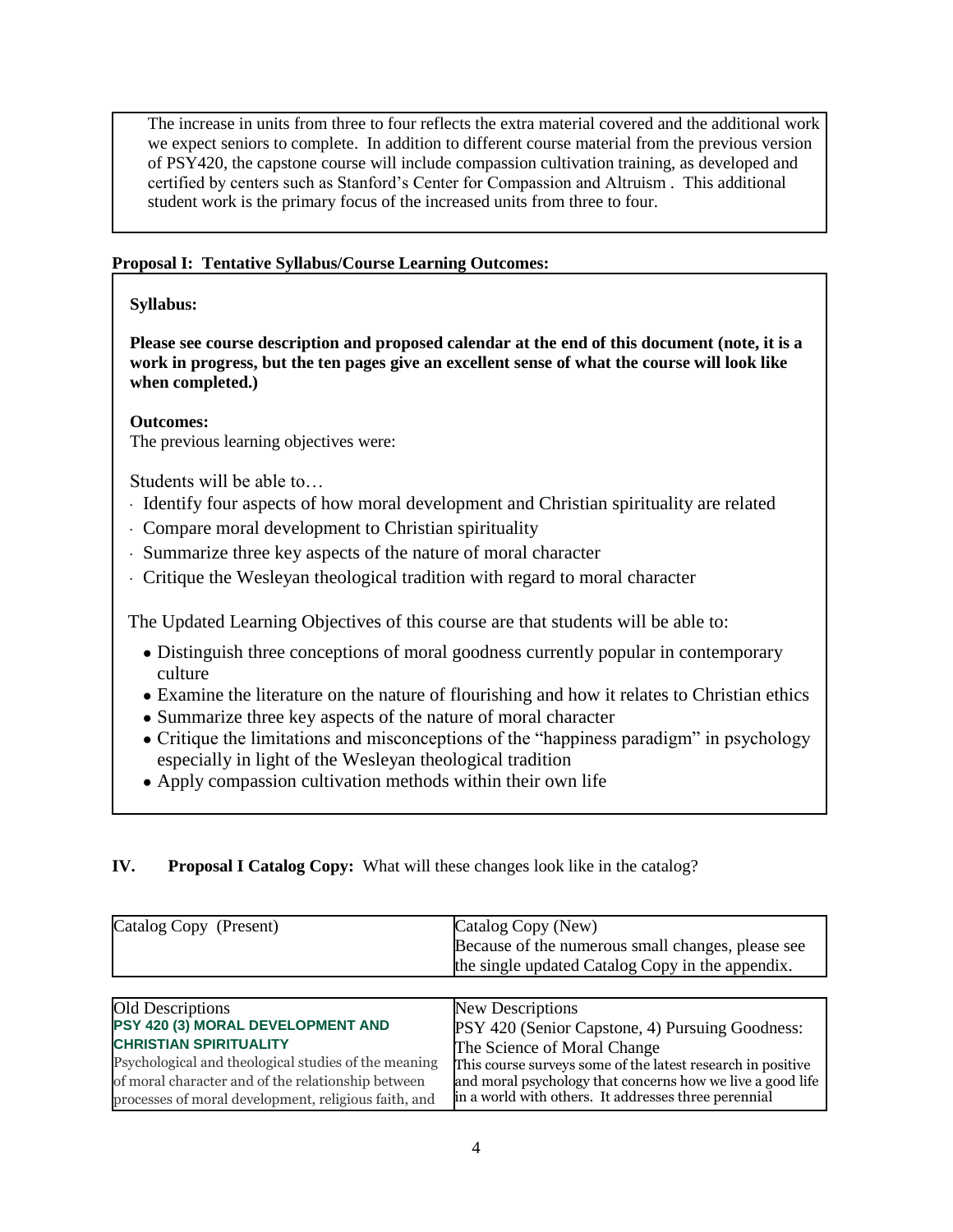The increase in units from three to four reflects the extra material covered and the additional work we expect seniors to complete. In addition to different course material from the previous version of PSY420, the capstone course will include compassion cultivation training, as developed and certified by centers such as Stanford's Center for Compassion and Altruism . This additional student work is the primary focus of the increased units from three to four.

**Proposal I: Tentative Syllabus/Course Learning Outcomes:**

**Syllabus:**

**Please see course description and proposed calendar at the end of this document (note, it is a work in progress, but the ten pages give an excellent sense of what the course will look like when completed.)**

**Outcomes:**

The previous learning objectives were:

Students will be able to…

- Identify four aspects of how moral development and Christian spirituality are related
- Compare moral development to Christian spirituality
- Summarize three key aspects of the nature of moral character
- Critique the Wesleyan theological tradition with regard to moral character

The Updated Learning Objectives of this course are that students will be able to:

- Distinguish three conceptions of moral goodness currently popular in contemporary culture
- Examine the literature on the nature of flourishing and how it relates to Christian ethics
- Summarize three key aspects of the nature of moral character
- Critique the limitations and misconceptions of the "happiness paradigm" in psychology especially in light of the Wesleyan theological tradition
- Apply compassion cultivation methods within their own life

## IV. **Proposal I Catalog Copy:** What will these changes look like in the catalog?

| Catalog Copy (Present) | Catalog Copy (New) Because of the numerous small changes, please see the single updated Catalog Copy in the appendix. |
|---|---|

| Old Descriptions | New Descriptions |
|---|---|
| **PSY 420 (3) MORAL DEVELOPMENT AND CHRISTIAN SPIRITUALITY** Psychological and theological studies of the meaning of moral character and of the relationship between processes of moral development, religious faith, and | PSY 420 (Senior Capstone, 4) Pursuing Goodness: The Science of Moral Change This course surveys some of the latest research in positive and moral psychology that concerns how we live a good life in a world with others. It addresses three perennial |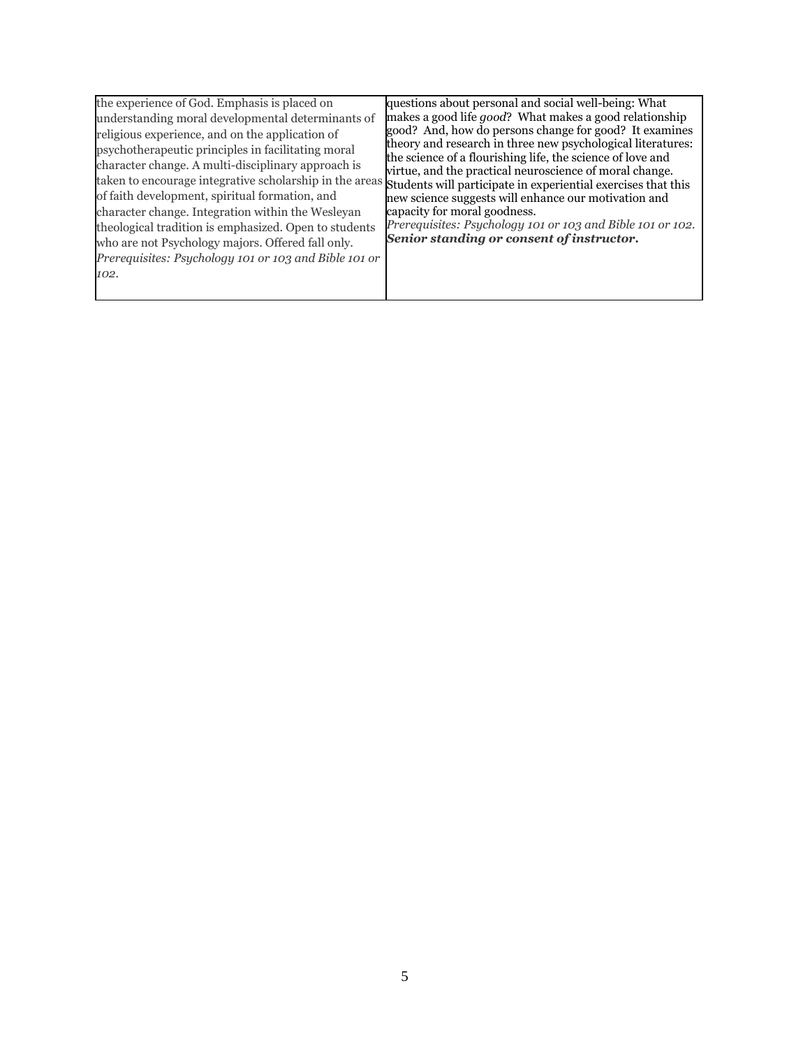| | |
|---|---|
| the experience of God. Emphasis is placed on understanding moral developmental determinants of religious experience, and on the application of psychotherapeutic principles in facilitating moral character change. A multi-disciplinary approach is taken to encourage integrative scholarship in the areas of faith development, spiritual formation, and character change. Integration within the Wesleyan theological tradition is emphasized. Open to students who are not Psychology majors. Offered fall only. *Prerequisites: Psychology 101 or 103 and Bible 101 or 102.* | questions about personal and social well-being: What makes a good life *good*? What makes a good relationship good? And, how do persons change for good? It examines theory and research in three new psychological literatures: the science of a flourishing life, the science of love and virtue, and the practical neuroscience of moral change. Students will participate in experiential exercises that this new science suggests will enhance our motivation and capacity for moral goodness. *Prerequisites: Psychology 101 or 103 and Bible 101 or 102.* ***Senior standing or consent of instructor.*** |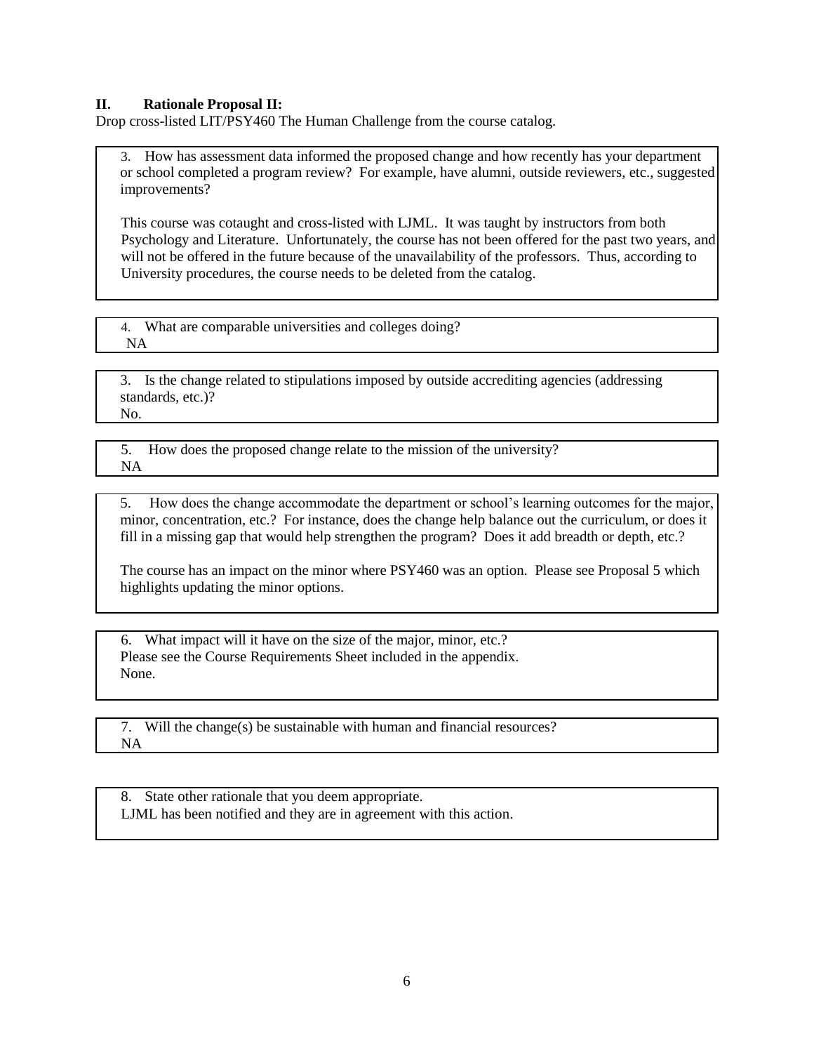## II. Rationale Proposal II:

Drop cross-listed LIT/PSY460 The Human Challenge from the course catalog.

3. How has assessment data informed the proposed change and how recently has your department or school completed a program review? For example, have alumni, outside reviewers, etc., suggested improvements?

This course was cotaught and cross-listed with LJML. It was taught by instructors from both Psychology and Literature. Unfortunately, the course has not been offered for the past two years, and will not be offered in the future because of the unavailability of the professors. Thus, according to University procedures, the course needs to be deleted from the catalog.

4. What are comparable universities and colleges doing?
NA

3. Is the change related to stipulations imposed by outside accrediting agencies (addressing standards, etc.)?
No.

5. How does the proposed change relate to the mission of the university?
NA

5. How does the change accommodate the department or school's learning outcomes for the major, minor, concentration, etc.? For instance, does the change help balance out the curriculum, or does it fill in a missing gap that would help strengthen the program? Does it add breadth or depth, etc.?

The course has an impact on the minor where PSY460 was an option. Please see Proposal 5 which highlights updating the minor options.

6. What impact will it have on the size of the major, minor, etc.?
Please see the Course Requirements Sheet included in the appendix.
None.

7. Will the change(s) be sustainable with human and financial resources?
NA

8. State other rationale that you deem appropriate.
LJML has been notified and they are in agreement with this action.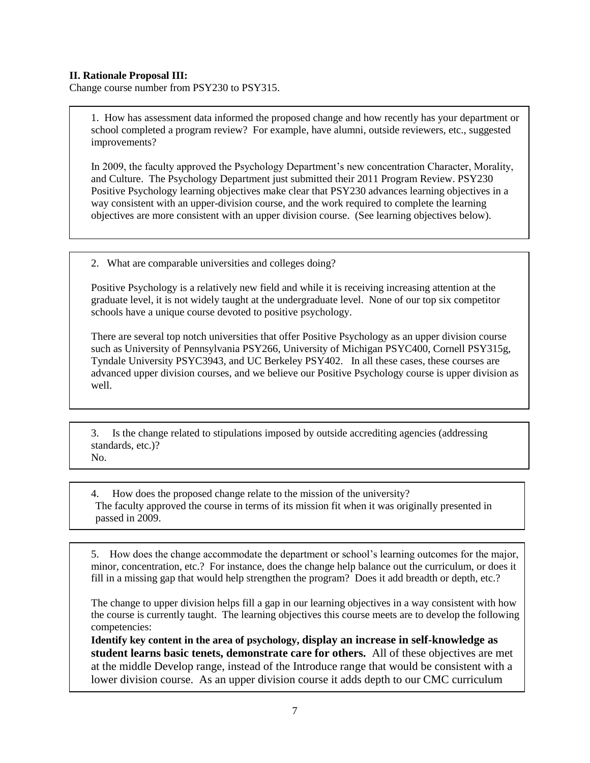**II. Rationale Proposal III:**

Change course number from PSY230 to PSY315.

1. How has assessment data informed the proposed change and how recently has your department or school completed a program review? For example, have alumni, outside reviewers, etc., suggested improvements?

In 2009, the faculty approved the Psychology Department's new concentration Character, Morality, and Culture. The Psychology Department just submitted their 2011 Program Review. PSY230 Positive Psychology learning objectives make clear that PSY230 advances learning objectives in a way consistent with an upper-division course, and the work required to complete the learning objectives are more consistent with an upper division course. (See learning objectives below).

2. What are comparable universities and colleges doing?

Positive Psychology is a relatively new field and while it is receiving increasing attention at the graduate level, it is not widely taught at the undergraduate level. None of our top six competitor schools have a unique course devoted to positive psychology.

There are several top notch universities that offer Positive Psychology as an upper division course such as University of Pennsylvania PSY266, University of Michigan PSYC400, Cornell PSY315g, Tyndale University PSYC3943, and UC Berkeley PSY402. In all these cases, these courses are advanced upper division courses, and we believe our Positive Psychology course is upper division as well.

3. Is the change related to stipulations imposed by outside accrediting agencies (addressing standards, etc.)?

No.

4. How does the proposed change relate to the mission of the university?

The faculty approved the course in terms of its mission fit when it was originally presented in passed in 2009.

5. How does the change accommodate the department or school's learning outcomes for the major, minor, concentration, etc.? For instance, does the change help balance out the curriculum, or does it fill in a missing gap that would help strengthen the program? Does it add breadth or depth, etc.?

The change to upper division helps fill a gap in our learning objectives in a way consistent with how the course is currently taught. The learning objectives this course meets are to develop the following competencies:

**Identify key content in the area of psychology, display an increase in self-knowledge as student learns basic tenets, demonstrate care for others.** All of these objectives are met at the middle Develop range, instead of the Introduce range that would be consistent with a lower division course. As an upper division course it adds depth to our CMC curriculum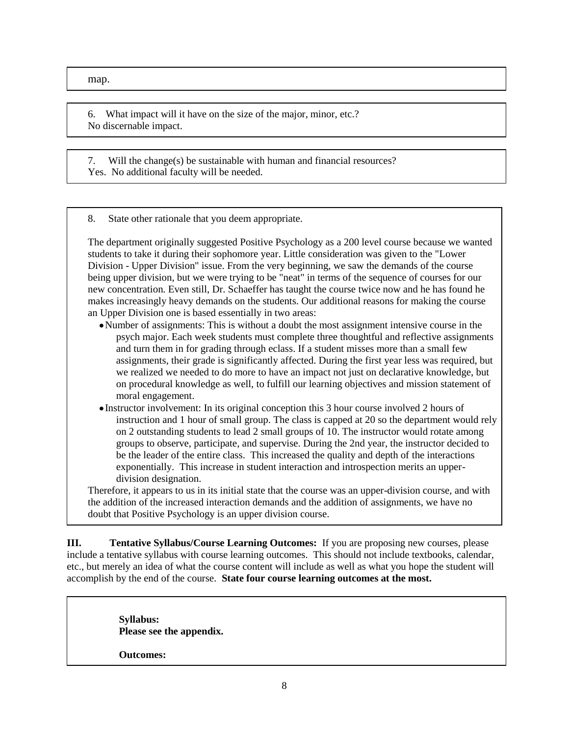map.

6. What impact will it have on the size of the major, minor, etc.?
No discernable impact.

7. Will the change(s) be sustainable with human and financial resources?
Yes. No additional faculty will be needed.

8. State other rationale that you deem appropriate.

The department originally suggested Positive Psychology as a 200 level course because we wanted students to take it during their sophomore year. Little consideration was given to the "Lower Division - Upper Division" issue. From the very beginning, we saw the demands of the course being upper division, but we were trying to be "neat" in terms of the sequence of courses for our new concentration. Even still, Dr. Schaeffer has taught the course twice now and he has found he makes increasingly heavy demands on the students. Our additional reasons for making the course an Upper Division one is based essentially in two areas:

- Number of assignments: This is without a doubt the most assignment intensive course in the psych major. Each week students must complete three thoughtful and reflective assignments and turn them in for grading through eclass. If a student misses more than a small few assignments, their grade is significantly affected. During the first year less was required, but we realized we needed to do more to have an impact not just on declarative knowledge, but on procedural knowledge as well, to fulfill our learning objectives and mission statement of moral engagement.
- Instructor involvement: In its original conception this 3 hour course involved 2 hours of instruction and 1 hour of small group. The class is capped at 20 so the department would rely on 2 outstanding students to lead 2 small groups of 10. The instructor would rotate among groups to observe, participate, and supervise. During the 2nd year, the instructor decided to be the leader of the entire class. This increased the quality and depth of the interactions exponentially. This increase in student interaction and introspection merits an upper-division designation.

Therefore, it appears to us in its initial state that the course was an upper-division course, and with the addition of the increased interaction demands and the addition of assignments, we have no doubt that Positive Psychology is an upper division course.

**III. Tentative Syllabus/Course Learning Outcomes:** If you are proposing new courses, please include a tentative syllabus with course learning outcomes. This should not include textbooks, calendar, etc., but merely an idea of what the course content will include as well as what you hope the student will accomplish by the end of the course. **State four course learning outcomes at the most.**

**Syllabus:**
**Please see the appendix.**

**Outcomes:**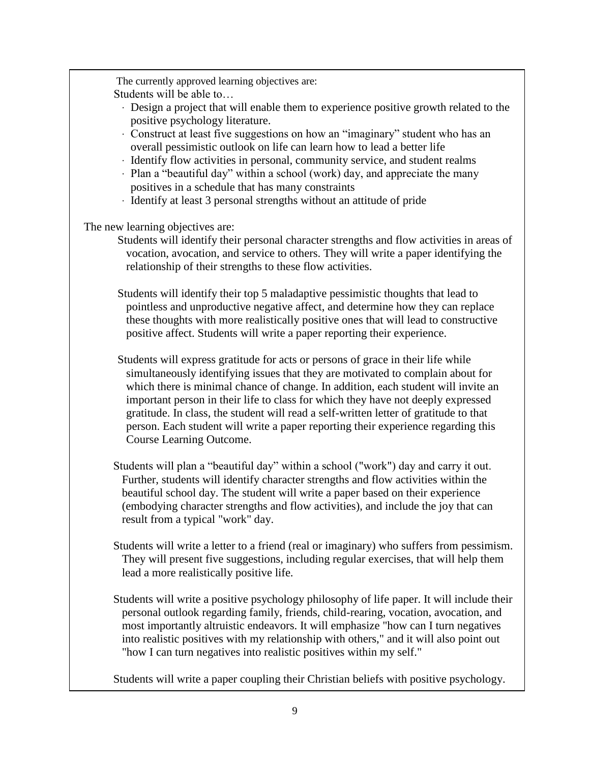The currently approved learning objectives are:

Students will be able to…

- Design a project that will enable them to experience positive growth related to the positive psychology literature.
- Construct at least five suggestions on how an "imaginary" student who has an overall pessimistic outlook on life can learn how to lead a better life
- Identify flow activities in personal, community service, and student realms
- Plan a "beautiful day" within a school (work) day, and appreciate the many positives in a schedule that has many constraints
- Identify at least 3 personal strengths without an attitude of pride

The new learning objectives are:

Students will identify their personal character strengths and flow activities in areas of vocation, avocation, and service to others. They will write a paper identifying the relationship of their strengths to these flow activities.

Students will identify their top 5 maladaptive pessimistic thoughts that lead to pointless and unproductive negative affect, and determine how they can replace these thoughts with more realistically positive ones that will lead to constructive positive affect. Students will write a paper reporting their experience.

Students will express gratitude for acts or persons of grace in their life while simultaneously identifying issues that they are motivated to complain about for which there is minimal chance of change. In addition, each student will invite an important person in their life to class for which they have not deeply expressed gratitude. In class, the student will read a self-written letter of gratitude to that person. Each student will write a paper reporting their experience regarding this Course Learning Outcome.

Students will plan a "beautiful day" within a school ("work") day and carry it out. Further, students will identify character strengths and flow activities within the beautiful school day. The student will write a paper based on their experience (embodying character strengths and flow activities), and include the joy that can result from a typical "work" day.

Students will write a letter to a friend (real or imaginary) who suffers from pessimism. They will present five suggestions, including regular exercises, that will help them lead a more realistically positive life.

Students will write a positive psychology philosophy of life paper. It will include their personal outlook regarding family, friends, child-rearing, vocation, avocation, and most importantly altruistic endeavors. It will emphasize "how can I turn negatives into realistic positives with my relationship with others," and it will also point out "how I can turn negatives into realistic positives within my self."

Students will write a paper coupling their Christian beliefs with positive psychology.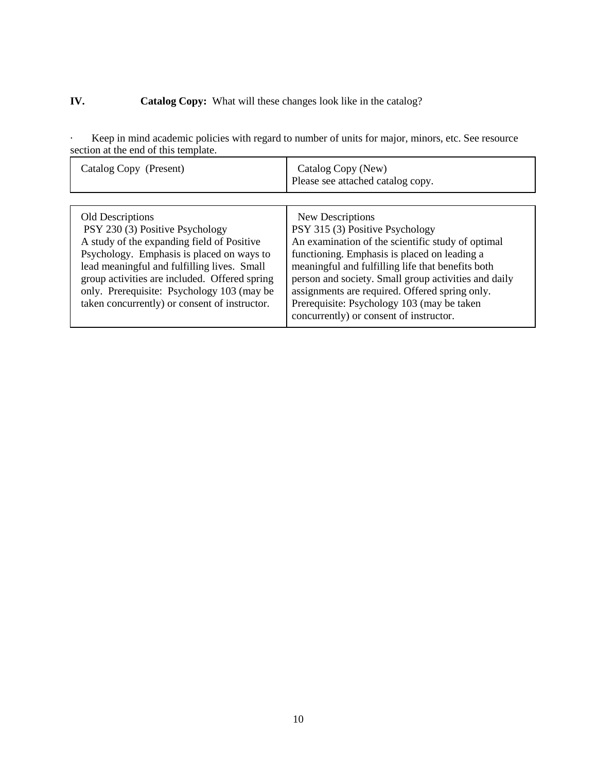## IV. **Catalog Copy:** What will these changes look like in the catalog?

- Keep in mind academic policies with regard to number of units for major, minors, etc. See resource section at the end of this template.

| Catalog Copy (Present) | Catalog Copy (New)<br>Please see attached catalog copy. |
|---|---|

| Old Descriptions | New Descriptions |
|---|---|
| PSY 230 (3) Positive Psychology<br>A study of the expanding field of Positive Psychology. Emphasis is placed on ways to lead meaningful and fulfilling lives. Small group activities are included. Offered spring only. Prerequisite: Psychology 103 (may be taken concurrently) or consent of instructor. | PSY 315 (3) Positive Psychology<br>An examination of the scientific study of optimal functioning. Emphasis is placed on leading a meaningful and fulfilling life that benefits both person and society. Small group activities and daily assignments are required. Offered spring only. Prerequisite: Psychology 103 (may be taken concurrently) or consent of instructor. |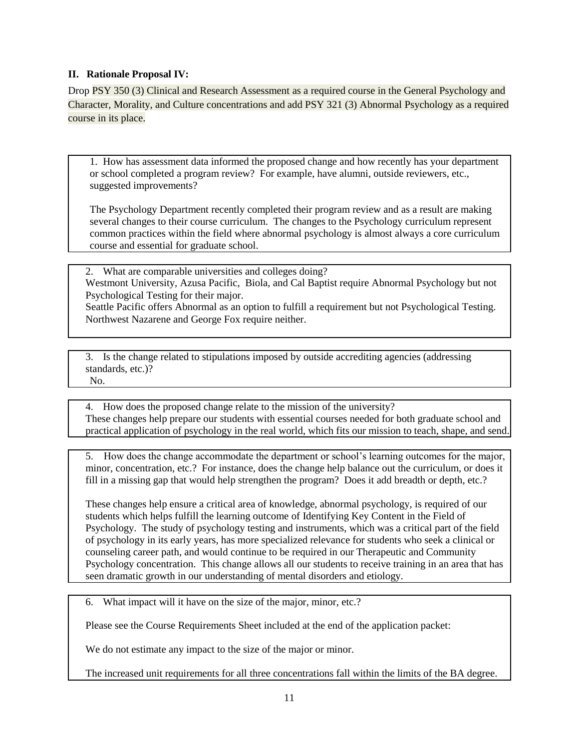## II. Rationale Proposal IV:

Drop PSY 350 (3) Clinical and Research Assessment as a required course in the General Psychology and Character, Morality, and Culture concentrations and add PSY 321 (3) Abnormal Psychology as a required course in its place.

1. How has assessment data informed the proposed change and how recently has your department or school completed a program review? For example, have alumni, outside reviewers, etc., suggested improvements?

The Psychology Department recently completed their program review and as a result are making several changes to their course curriculum. The changes to the Psychology curriculum represent common practices within the field where abnormal psychology is almost always a core curriculum course and essential for graduate school.

2. What are comparable universities and colleges doing?

Westmont University, Azusa Pacific, Biola, and Cal Baptist require Abnormal Psychology but not Psychological Testing for their major.

Seattle Pacific offers Abnormal as an option to fulfill a requirement but not Psychological Testing. Northwest Nazarene and George Fox require neither.

3. Is the change related to stipulations imposed by outside accrediting agencies (addressing standards, etc.)?

No.

4. How does the proposed change relate to the mission of the university?

These changes help prepare our students with essential courses needed for both graduate school and practical application of psychology in the real world, which fits our mission to teach, shape, and send.

5. How does the change accommodate the department or school's learning outcomes for the major, minor, concentration, etc.? For instance, does the change help balance out the curriculum, or does it fill in a missing gap that would help strengthen the program? Does it add breadth or depth, etc.?

These changes help ensure a critical area of knowledge, abnormal psychology, is required of our students which helps fulfill the learning outcome of Identifying Key Content in the Field of Psychology. The study of psychology testing and instruments, which was a critical part of the field of psychology in its early years, has more specialized relevance for students who seek a clinical or counseling career path, and would continue to be required in our Therapeutic and Community Psychology concentration. This change allows all our students to receive training in an area that has seen dramatic growth in our understanding of mental disorders and etiology.

6. What impact will it have on the size of the major, minor, etc.?

Please see the Course Requirements Sheet included at the end of the application packet:

We do not estimate any impact to the size of the major or minor.

The increased unit requirements for all three concentrations fall within the limits of the BA degree.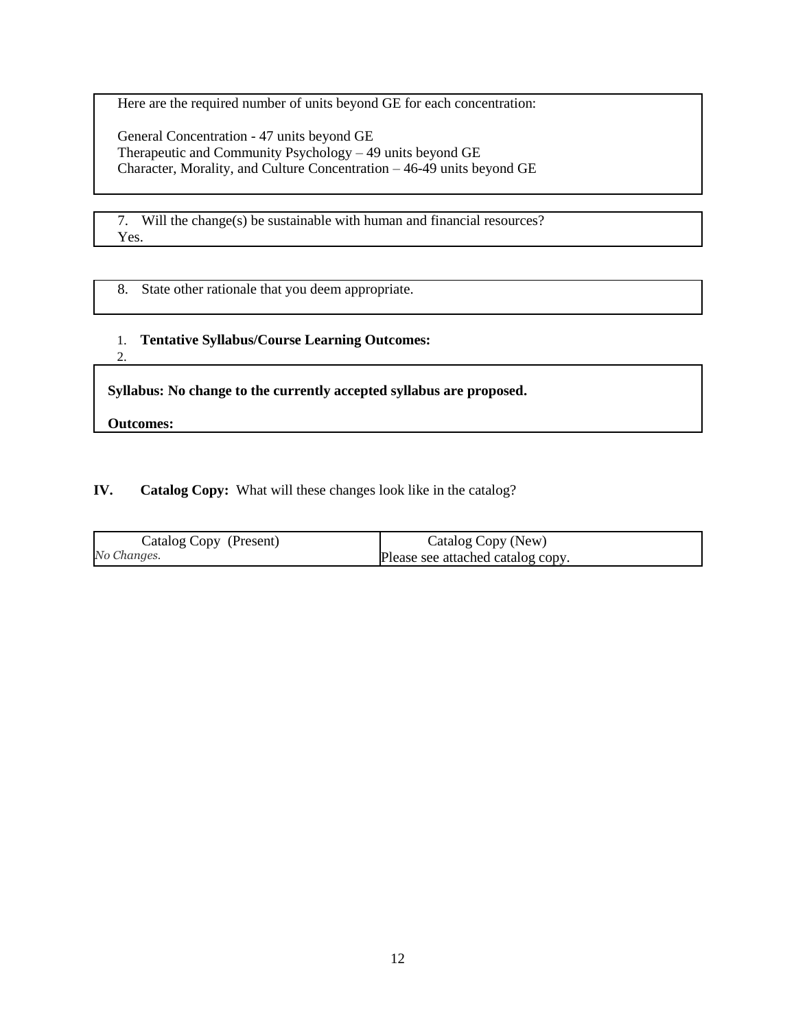Here are the required number of units beyond GE for each concentration:

General Concentration - 47 units beyond GE
Therapeutic and Community Psychology – 49 units beyond GE
Character, Morality, and Culture Concentration – 46-49 units beyond GE

7. Will the change(s) be sustainable with human and financial resources?
Yes.

8. State other rationale that you deem appropriate.

1. **Tentative Syllabus/Course Learning Outcomes:**
2.

**Syllabus: No change to the currently accepted syllabus are proposed.**

**Outcomes:**

**IV. Catalog Copy:** What will these changes look like in the catalog?

| Catalog Copy (Present) | Catalog Copy (New) |
|---|---|
| *No Changes.* | Please see attached catalog copy. |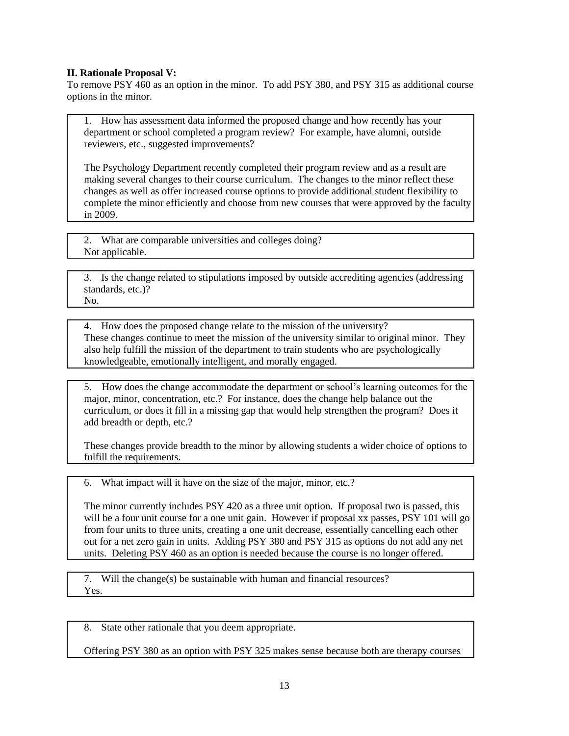**II. Rationale Proposal V:**

To remove PSY 460 as an option in the minor. To add PSY 380, and PSY 315 as additional course options in the minor.

1. How has assessment data informed the proposed change and how recently has your department or school completed a program review? For example, have alumni, outside reviewers, etc., suggested improvements?

The Psychology Department recently completed their program review and as a result are making several changes to their course curriculum. The changes to the minor reflect these changes as well as offer increased course options to provide additional student flexibility to complete the minor efficiently and choose from new courses that were approved by the faculty in 2009.

2. What are comparable universities and colleges doing?

Not applicable.

3. Is the change related to stipulations imposed by outside accrediting agencies (addressing standards, etc.)?

No.

4. How does the proposed change relate to the mission of the university?

These changes continue to meet the mission of the university similar to original minor. They also help fulfill the mission of the department to train students who are psychologically knowledgeable, emotionally intelligent, and morally engaged.

5. How does the change accommodate the department or school's learning outcomes for the major, minor, concentration, etc.? For instance, does the change help balance out the curriculum, or does it fill in a missing gap that would help strengthen the program? Does it add breadth or depth, etc.?

These changes provide breadth to the minor by allowing students a wider choice of options to fulfill the requirements.

6. What impact will it have on the size of the major, minor, etc.?

The minor currently includes PSY 420 as a three unit option. If proposal two is passed, this will be a four unit course for a one unit gain. However if proposal xx passes, PSY 101 will go from four units to three units, creating a one unit decrease, essentially cancelling each other out for a net zero gain in units. Adding PSY 380 and PSY 315 as options do not add any net units. Deleting PSY 460 as an option is needed because the course is no longer offered.

7. Will the change(s) be sustainable with human and financial resources?

Yes.

8. State other rationale that you deem appropriate.

Offering PSY 380 as an option with PSY 325 makes sense because both are therapy courses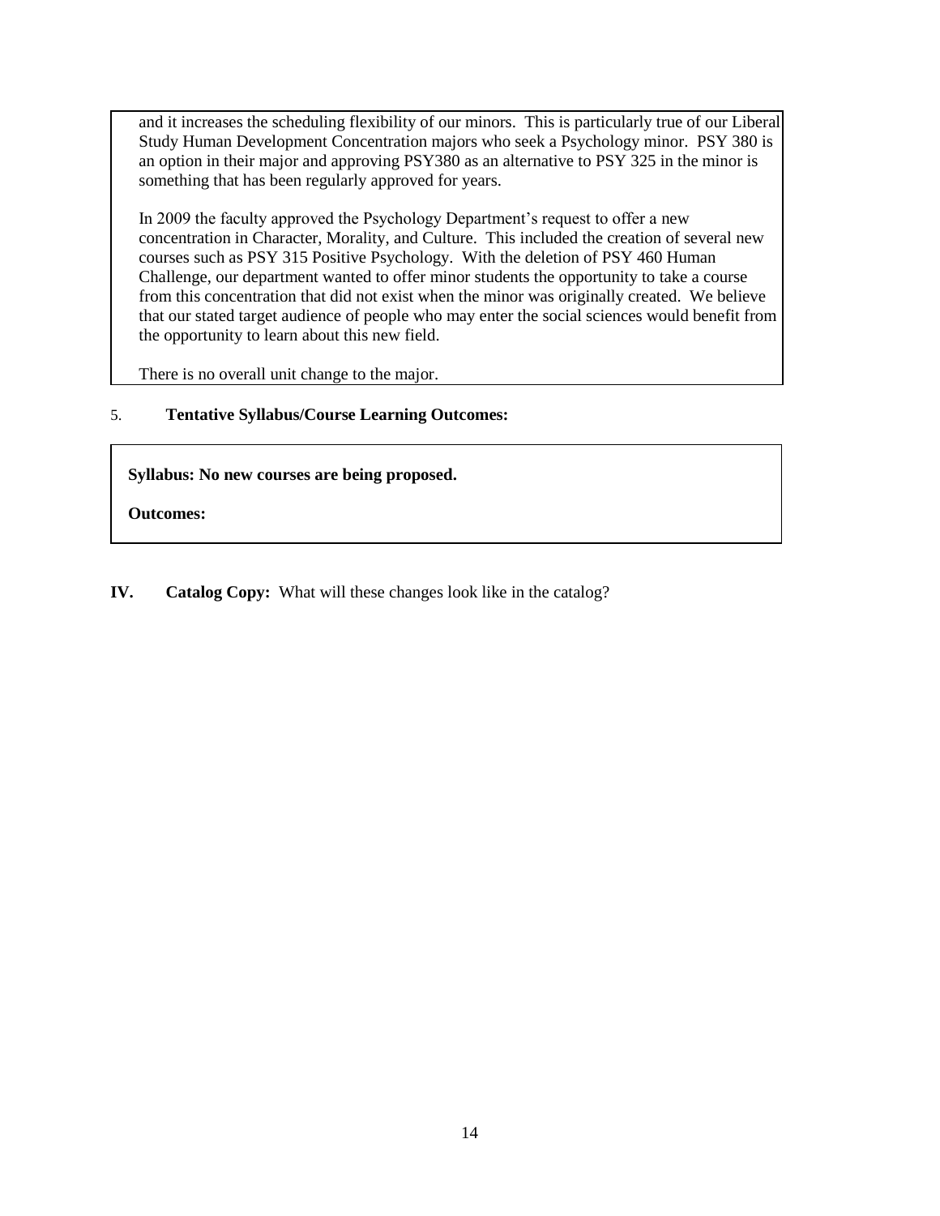and it increases the scheduling flexibility of our minors. This is particularly true of our Liberal Study Human Development Concentration majors who seek a Psychology minor. PSY 380 is an option in their major and approving PSY380 as an alternative to PSY 325 in the minor is something that has been regularly approved for years.

In 2009 the faculty approved the Psychology Department's request to offer a new concentration in Character, Morality, and Culture. This included the creation of several new courses such as PSY 315 Positive Psychology. With the deletion of PSY 460 Human Challenge, our department wanted to offer minor students the opportunity to take a course from this concentration that did not exist when the minor was originally created. We believe that our stated target audience of people who may enter the social sciences would benefit from the opportunity to learn about this new field.

There is no overall unit change to the major.

5. **Tentative Syllabus/Course Learning Outcomes:**

**Syllabus: No new courses are being proposed.**

**Outcomes:**

**IV. Catalog Copy:** What will these changes look like in the catalog?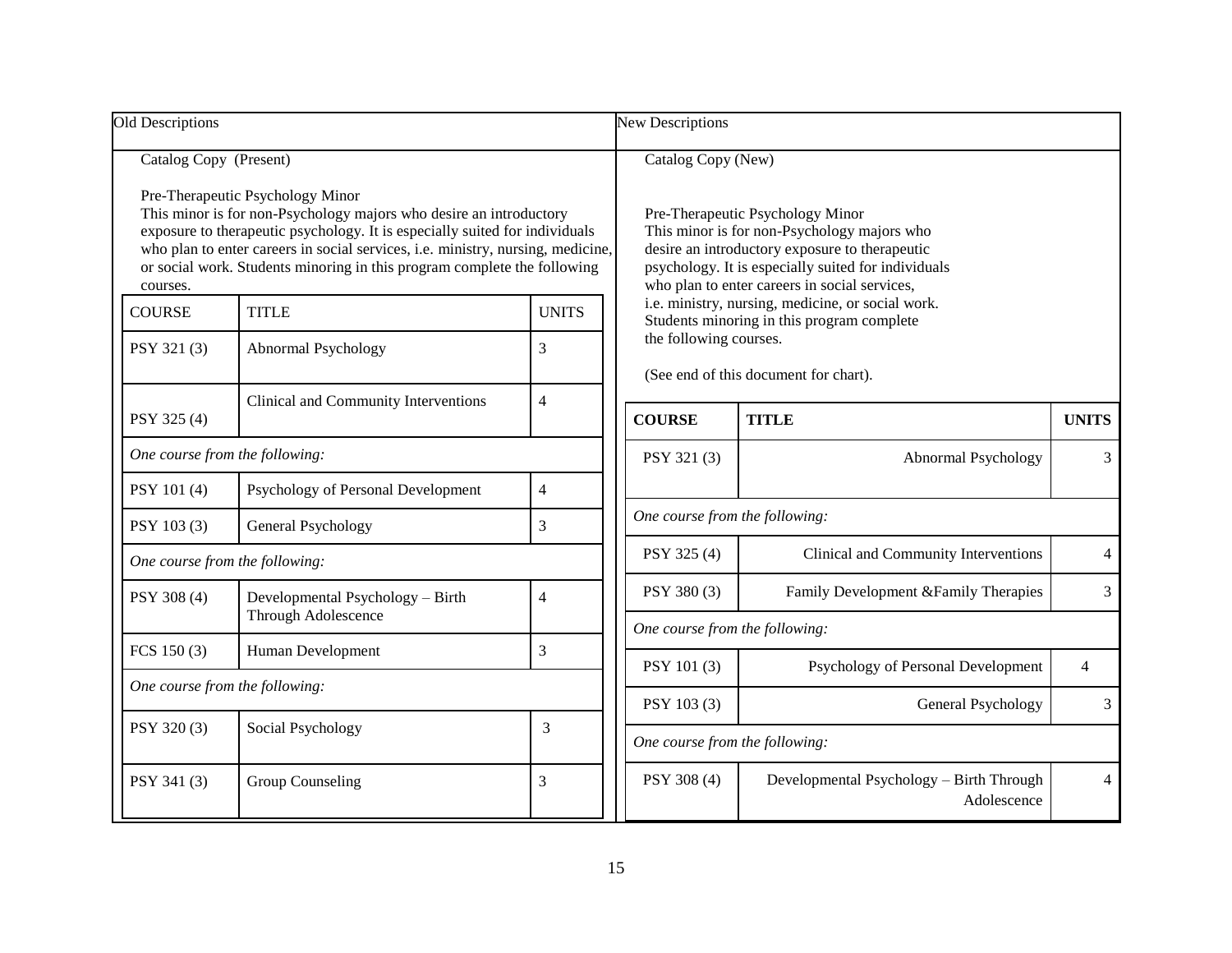Old Descriptions

Catalog Copy (Present)

Pre-Therapeutic Psychology Minor
This minor is for non-Psychology majors who desire an introductory exposure to therapeutic psychology. It is especially suited for individuals who plan to enter careers in social services, i.e. ministry, nursing, medicine, or social work. Students minoring in this program complete the following courses.

| COURSE | TITLE | UNITS |
|---|---|---|
| PSY 321 (3) | Abnormal Psychology | 3 |
| PSY 325 (4) | Clinical and Community Interventions | 4 |
| *One course from the following:* | | |
| PSY 101 (4) | Psychology of Personal Development | 4 |
| PSY 103 (3) | General Psychology | 3 |
| *One course from the following:* | | |
| PSY 308 (4) | Developmental Psychology – Birth Through Adolescence | 4 |
| FCS 150 (3) | Human Development | 3 |
| *One course from the following:* | | |
| PSY 320 (3) | Social Psychology | 3 |
| PSY 341 (3) | Group Counseling | 3 |

New Descriptions

Catalog Copy (New)

Pre-Therapeutic Psychology Minor
This minor is for non-Psychology majors who desire an introductory exposure to therapeutic psychology. It is especially suited for individuals who plan to enter careers in social services, i.e. ministry, nursing, medicine, or social work. Students minoring in this program complete the following courses.

(See end of this document for chart).

| **COURSE** | **TITLE** | **UNITS** |
|---|---|---|
| PSY 321 (3) | Abnormal Psychology | 3 |
| *One course from the following:* | | |
| PSY 325 (4) | Clinical and Community Interventions | 4 |
| PSY 380 (3) | Family Development &Family Therapies | 3 |
| *One course from the following:* | | |
| PSY 101 (3) | Psychology of Personal Development | 4 |
| PSY 103 (3) | General Psychology | 3 |
| *One course from the following:* | | |
| PSY 308 (4) | Developmental Psychology – Birth Through Adolescence | 4 |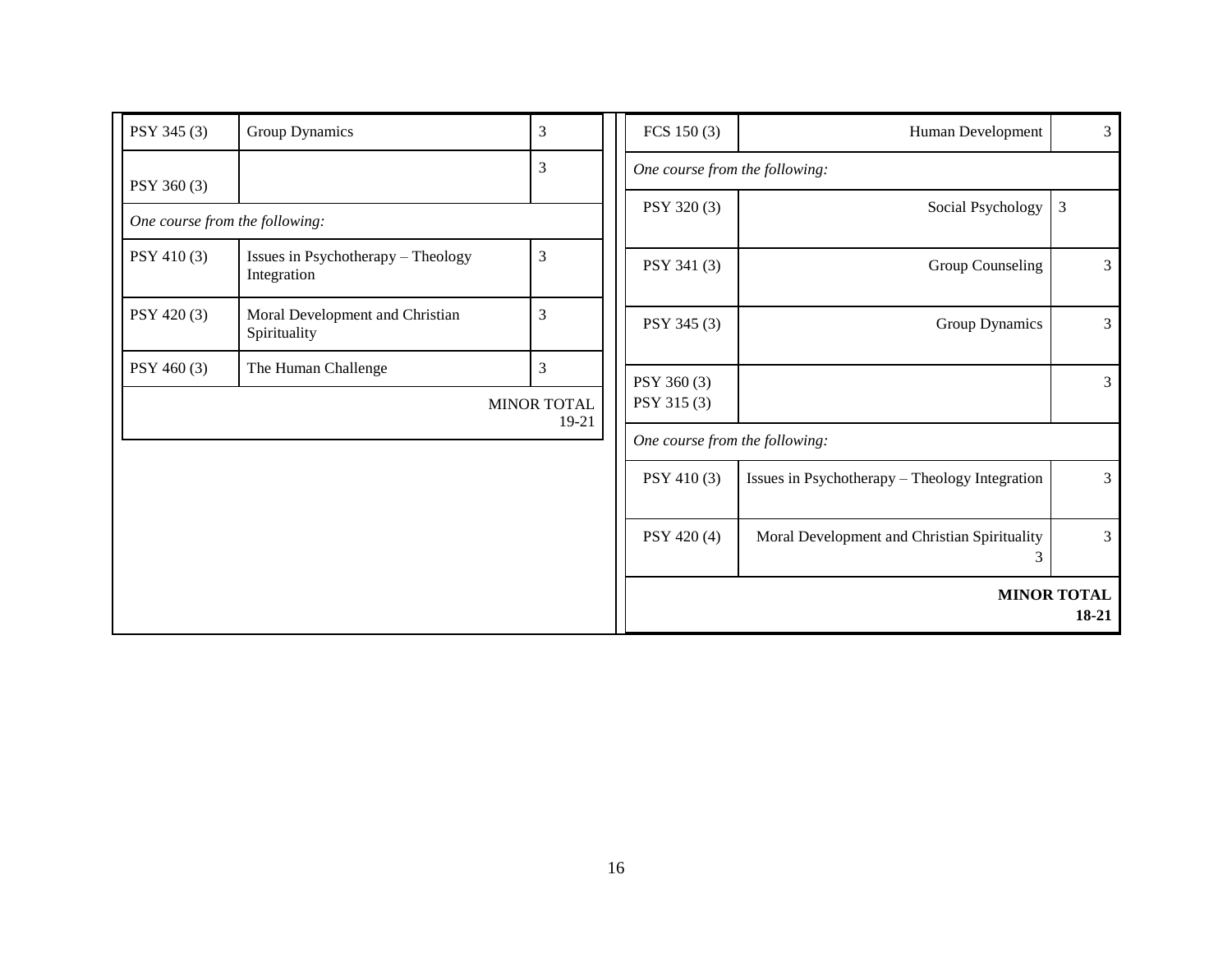| PSY 345 (3) | Group Dynamics | 3 |
|---|---|---|
| PSY 360 (3) | | 3 |
| *One course from the following:* | | |
| PSY 410 (3) | Issues in Psychotherapy – Theology Integration | 3 |
| PSY 420 (3) | Moral Development and Christian Spirituality | 3 |
| PSY 460 (3) | The Human Challenge | 3 |
| | | MINOR TOTAL 19-21 |

| FCS 150 (3) | Human Development | 3 |
|---|---|---|
| *One course from the following:* | | |
| PSY 320 (3) | Social Psychology | 3 |
| PSY 341 (3) | Group Counseling | 3 |
| PSY 345 (3) | Group Dynamics | 3 |
| PSY 360 (3) PSY 315 (3) | | 3 |
| *One course from the following:* | | |
| PSY 410 (3) | Issues in Psychotherapy – Theology Integration | 3 |
| PSY 420 (4) | Moral Development and Christian Spirituality 3 | 3 |
| | | **MINOR TOTAL 18-21** |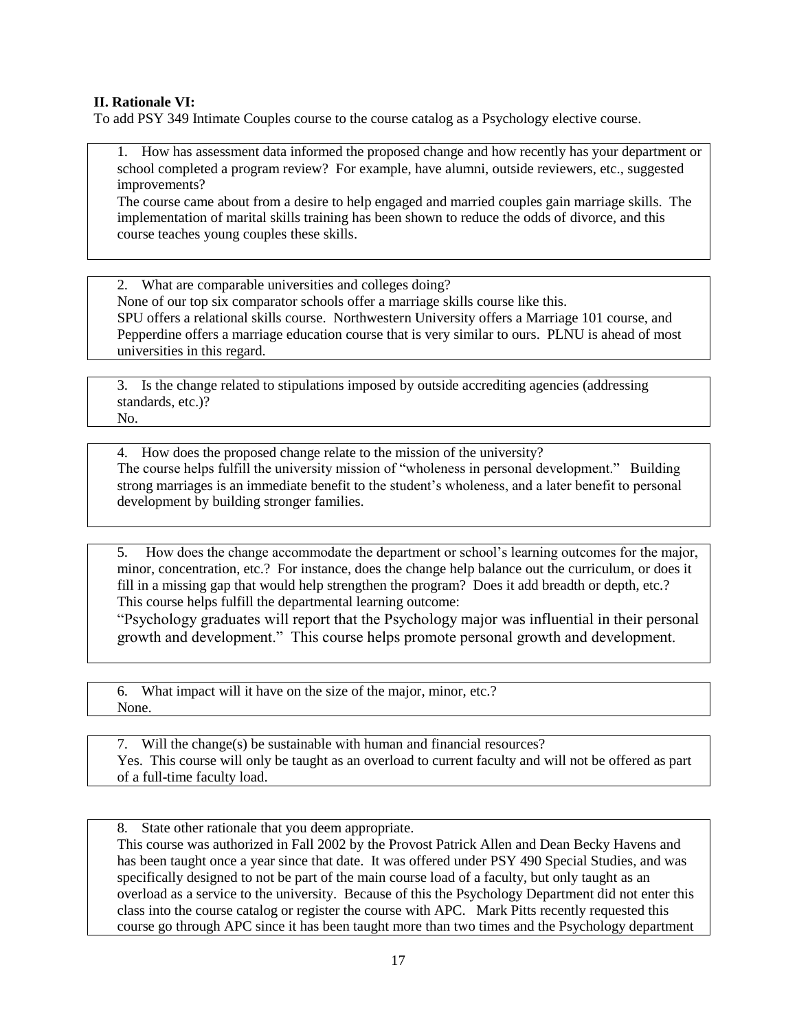**II. Rationale VI:**

To add PSY 349 Intimate Couples course to the course catalog as a Psychology elective course.

1. How has assessment data informed the proposed change and how recently has your department or school completed a program review? For example, have alumni, outside reviewers, etc., suggested improvements?

The course came about from a desire to help engaged and married couples gain marriage skills. The implementation of marital skills training has been shown to reduce the odds of divorce, and this course teaches young couples these skills.

2. What are comparable universities and colleges doing?

None of our top six comparator schools offer a marriage skills course like this.
SPU offers a relational skills course. Northwestern University offers a Marriage 101 course, and Pepperdine offers a marriage education course that is very similar to ours. PLNU is ahead of most universities in this regard.

3. Is the change related to stipulations imposed by outside accrediting agencies (addressing standards, etc.)?

No.

4. How does the proposed change relate to the mission of the university?

The course helps fulfill the university mission of "wholeness in personal development." Building strong marriages is an immediate benefit to the student's wholeness, and a later benefit to personal development by building stronger families.

5. How does the change accommodate the department or school's learning outcomes for the major, minor, concentration, etc.? For instance, does the change help balance out the curriculum, or does it fill in a missing gap that would help strengthen the program? Does it add breadth or depth, etc.?

This course helps fulfill the departmental learning outcome:

"Psychology graduates will report that the Psychology major was influential in their personal growth and development." This course helps promote personal growth and development.

6. What impact will it have on the size of the major, minor, etc.?

None.

7. Will the change(s) be sustainable with human and financial resources?

Yes. This course will only be taught as an overload to current faculty and will not be offered as part of a full-time faculty load.

8. State other rationale that you deem appropriate.

This course was authorized in Fall 2002 by the Provost Patrick Allen and Dean Becky Havens and has been taught once a year since that date. It was offered under PSY 490 Special Studies, and was specifically designed to not be part of the main course load of a faculty, but only taught as an overload as a service to the university. Because of this the Psychology Department did not enter this class into the course catalog or register the course with APC. Mark Pitts recently requested this course go through APC since it has been taught more than two times and the Psychology department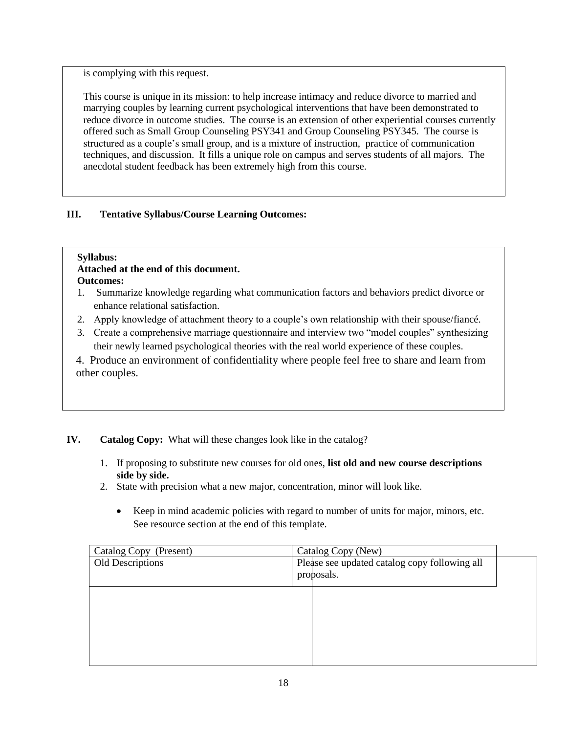is complying with this request.

This course is unique in its mission: to help increase intimacy and reduce divorce to married and marrying couples by learning current psychological interventions that have been demonstrated to reduce divorce in outcome studies. The course is an extension of other experiential courses currently offered such as Small Group Counseling PSY341 and Group Counseling PSY345. The course is structured as a couple's small group, and is a mixture of instruction, practice of communication techniques, and discussion. It fills a unique role on campus and serves students of all majors. The anecdotal student feedback has been extremely high from this course.

## III. Tentative Syllabus/Course Learning Outcomes:

**Syllabus:**
**Attached at the end of this document.**
**Outcomes:**

1. Summarize knowledge regarding what communication factors and behaviors predict divorce or enhance relational satisfaction.
2. Apply knowledge of attachment theory to a couple's own relationship with their spouse/fiancé.
3. Create a comprehensive marriage questionnaire and interview two "model couples" synthesizing their newly learned psychological theories with the real world experience of these couples.
4. Produce an environment of confidentiality where people feel free to share and learn from other couples.

## IV. Catalog Copy: What will these changes look like in the catalog?

1. If proposing to substitute new courses for old ones, **list old and new course descriptions side by side.**
2. State with precision what a new major, concentration, minor will look like.
   - Keep in mind academic policies with regard to number of units for major, minors, etc. See resource section at the end of this template.

| Catalog Copy (Present) | Catalog Copy (New) |
|---|---|
| Old Descriptions | Please see updated catalog copy following all proposals. |
| | |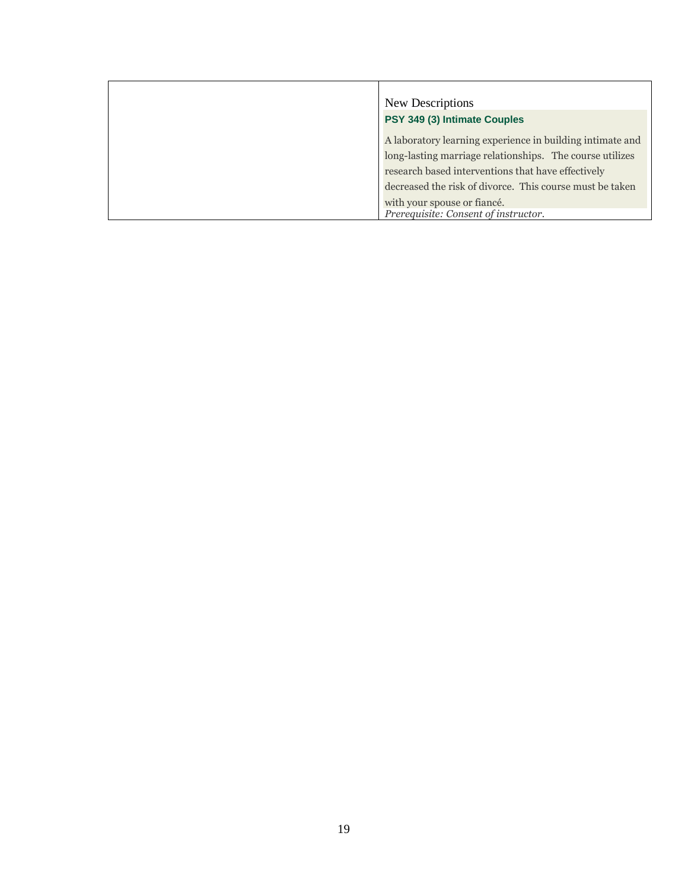|  | New Descriptions<br>**PSY 349 (3) Intimate Couples**<br>A laboratory learning experience in building intimate and long-lasting marriage relationships. The course utilizes research based interventions that have effectively decreased the risk of divorce. This course must be taken with your spouse or fiancé.<br>*Prerequisite: Consent of instructor.* |
|---|---|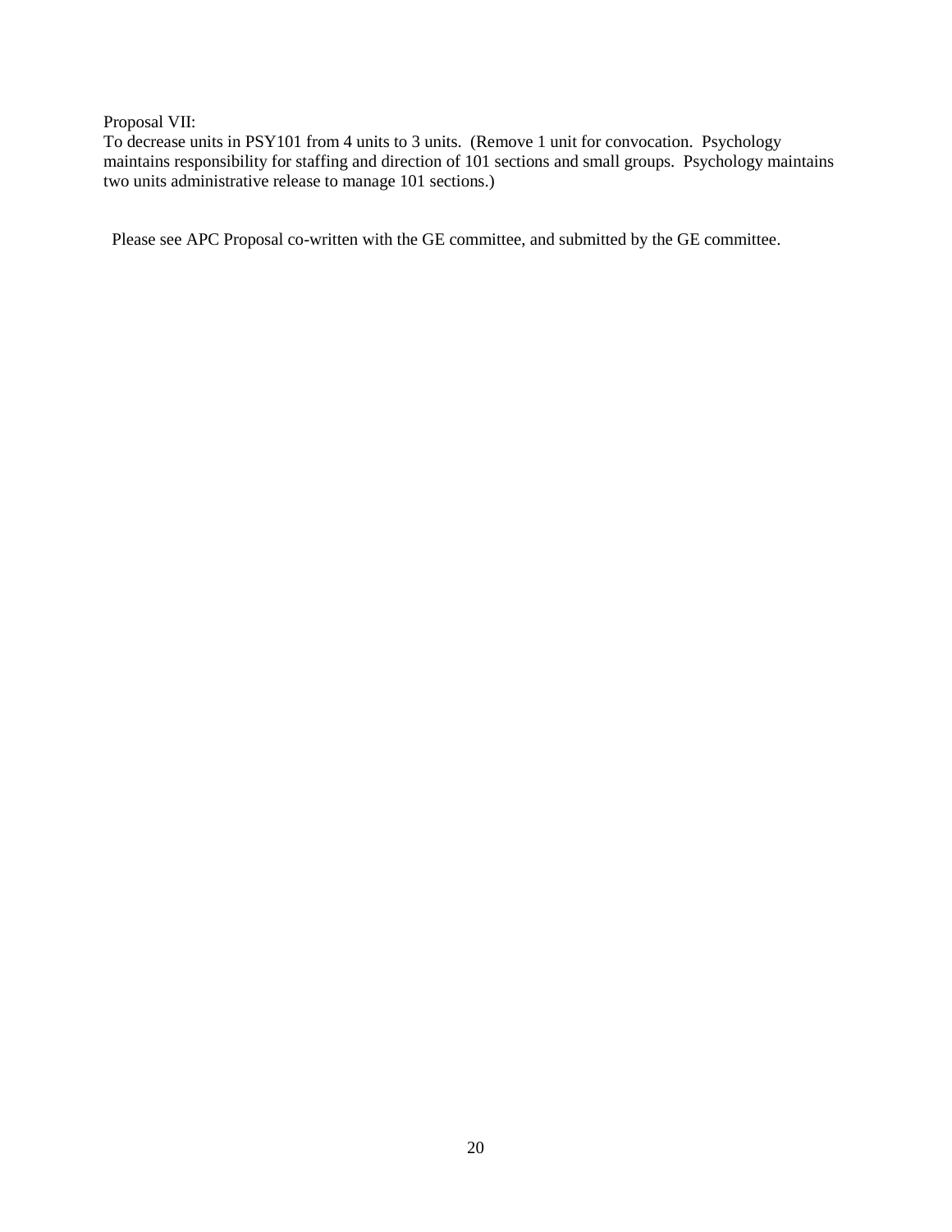Proposal VII:
To decrease units in PSY101 from 4 units to 3 units. (Remove 1 unit for convocation. Psychology maintains responsibility for staffing and direction of 101 sections and small groups. Psychology maintains two units administrative release to manage 101 sections.)

Please see APC Proposal co-written with the GE committee, and submitted by the GE committee.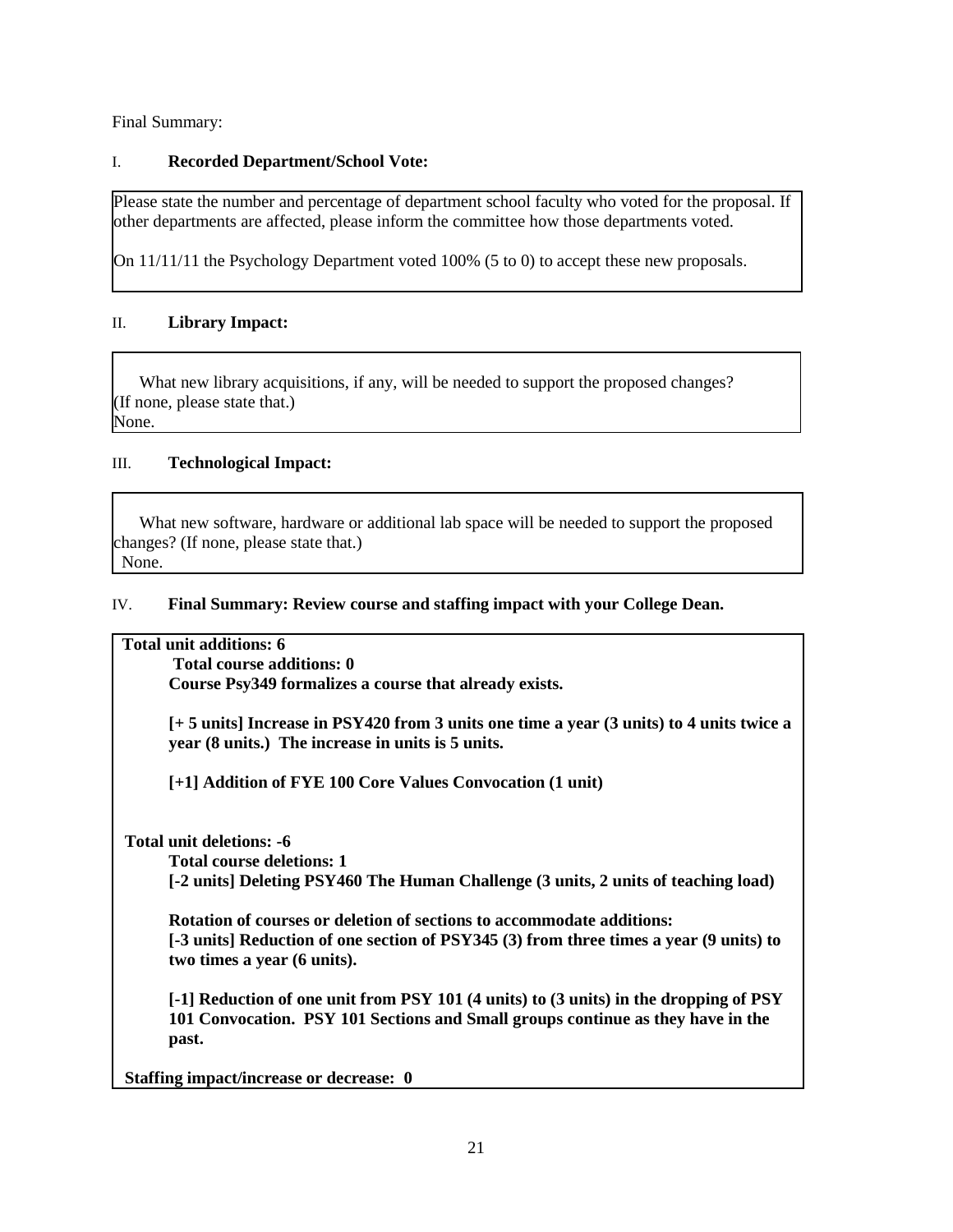Final Summary:

## I. **Recorded Department/School Vote:**

Please state the number and percentage of department school faculty who voted for the proposal. If other departments are affected, please inform the committee how those departments voted.

On 11/11/11 the Psychology Department voted 100% (5 to 0) to accept these new proposals.

## II. **Library Impact:**

What new library acquisitions, if any, will be needed to support the proposed changes? (If none, please state that.)

None.

## III. **Technological Impact:**

What new software, hardware or additional lab space will be needed to support the proposed changes? (If none, please state that.)

None.

## IV. **Final Summary: Review course and staffing impact with your College Dean.**

**Total unit additions: 6**

**Total course additions: 0**

**Course Psy349 formalizes a course that already exists.**

**[+ 5 units] Increase in PSY420 from 3 units one time a year (3 units) to 4 units twice a year (8 units.) The increase in units is 5 units.**

**[+1] Addition of FYE 100 Core Values Convocation (1 unit)**

**Total unit deletions: -6**

**Total course deletions: 1**

**[-2 units] Deleting PSY460 The Human Challenge (3 units, 2 units of teaching load)**

**Rotation of courses or deletion of sections to accommodate additions:**

**[-3 units] Reduction of one section of PSY345 (3) from three times a year (9 units) to two times a year (6 units).**

**[-1] Reduction of one unit from PSY 101 (4 units) to (3 units) in the dropping of PSY 101 Convocation. PSY 101 Sections and Small groups continue as they have in the past.**

**Staffing impact/increase or decrease: 0**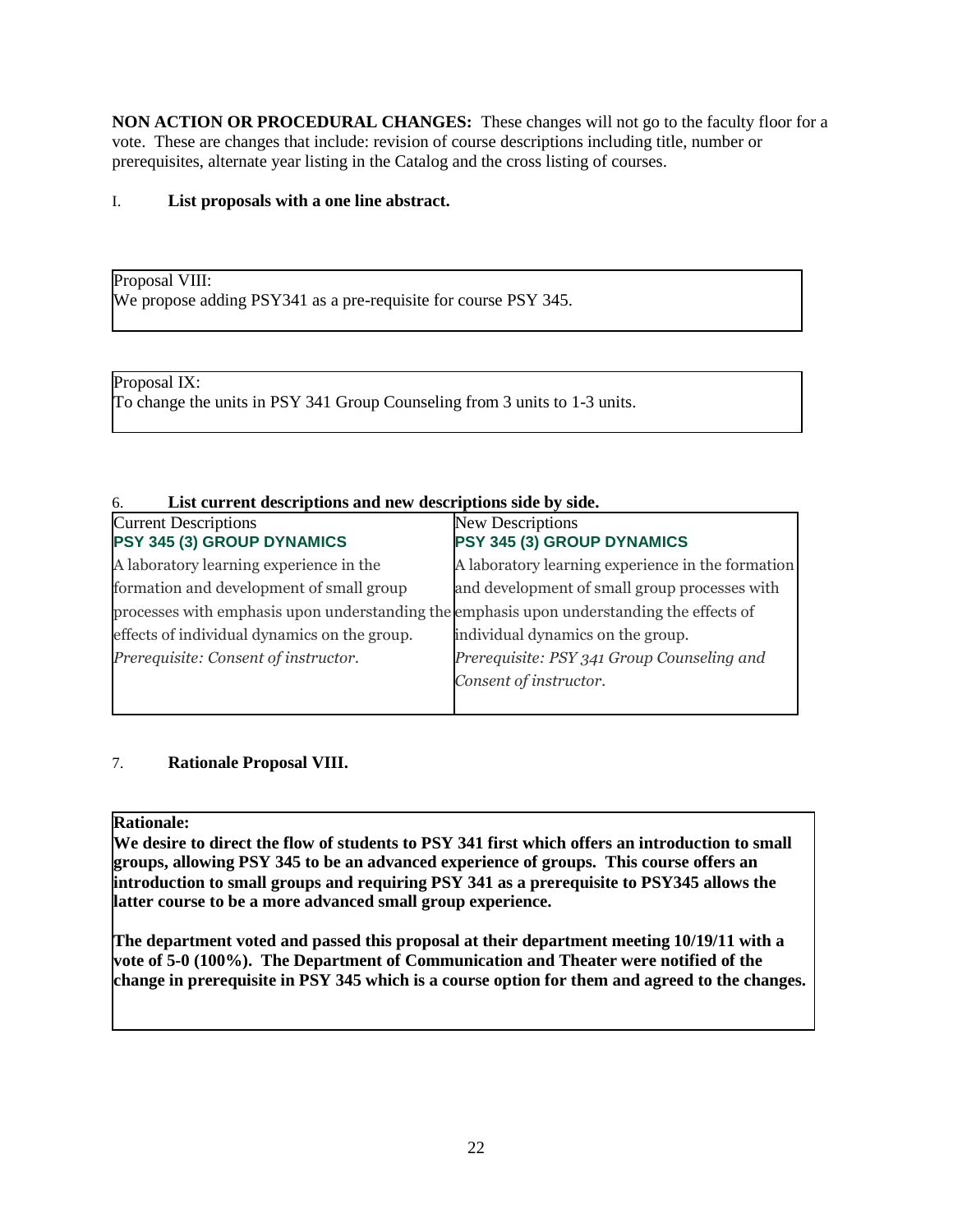**NON ACTION OR PROCEDURAL CHANGES:** These changes will not go to the faculty floor for a vote. These are changes that include: revision of course descriptions including title, number or prerequisites, alternate year listing in the Catalog and the cross listing of courses.

I. **List proposals with a one line abstract.**

| Proposal VIII:<br>We propose adding PSY341 as a pre-requisite for course PSY 345. |
|---|

| Proposal IX:<br>To change the units in PSY 341 Group Counseling from 3 units to 1-3 units. |
|---|

6. **List current descriptions and new descriptions side by side.**

| Current Descriptions | New Descriptions |
|---|---|
| **PSY 345 (3) GROUP DYNAMICS**<br>A laboratory learning experience in the formation and development of small group processes with emphasis upon understanding the effects of individual dynamics on the group.<br>*Prerequisite: Consent of instructor.* | **PSY 345 (3) GROUP DYNAMICS**<br>A laboratory learning experience in the formation and development of small group processes with emphasis upon understanding the effects of individual dynamics on the group.<br>*Prerequisite: PSY 341 Group Counseling and Consent of instructor.* |

7. **Rationale Proposal VIII.**

**Rationale:**

**We desire to direct the flow of students to PSY 341 first which offers an introduction to small groups, allowing PSY 345 to be an advanced experience of groups. This course offers an introduction to small groups and requiring PSY 341 as a prerequisite to PSY345 allows the latter course to be a more advanced small group experience.**

**The department voted and passed this proposal at their department meeting 10/19/11 with a vote of 5-0 (100%). The Department of Communication and Theater were notified of the change in prerequisite in PSY 345 which is a course option for them and agreed to the changes.**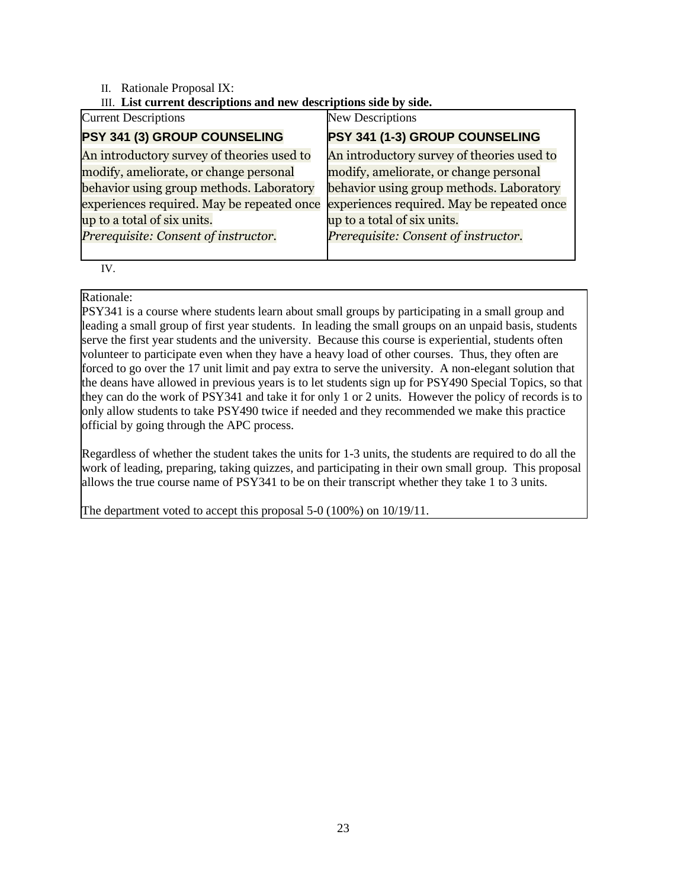II. Rationale Proposal IX:

III. **List current descriptions and new descriptions side by side.**

| Current Descriptions | New Descriptions |
|---|---|
| **PSY 341 (3) GROUP COUNSELING** | **PSY 341 (1-3) GROUP COUNSELING** |
| An introductory survey of theories used to modify, ameliorate, or change personal behavior using group methods. Laboratory experiences required. May be repeated once up to a total of six units. *Prerequisite: Consent of instructor.* | An introductory survey of theories used to modify, ameliorate, or change personal behavior using group methods. Laboratory experiences required. May be repeated once up to a total of six units. *Prerequisite: Consent of instructor.* |

IV.

Rationale:

PSY341 is a course where students learn about small groups by participating in a small group and leading a small group of first year students. In leading the small groups on an unpaid basis, students serve the first year students and the university. Because this course is experiential, students often volunteer to participate even when they have a heavy load of other courses. Thus, they often are forced to go over the 17 unit limit and pay extra to serve the university. A non-elegant solution that the deans have allowed in previous years is to let students sign up for PSY490 Special Topics, so that they can do the work of PSY341 and take it for only 1 or 2 units. However the policy of records is to only allow students to take PSY490 twice if needed and they recommended we make this practice official by going through the APC process.

Regardless of whether the student takes the units for 1-3 units, the students are required to do all the work of leading, preparing, taking quizzes, and participating in their own small group. This proposal allows the true course name of PSY341 to be on their transcript whether they take 1 to 3 units.

The department voted to accept this proposal 5-0 (100%) on 10/19/11.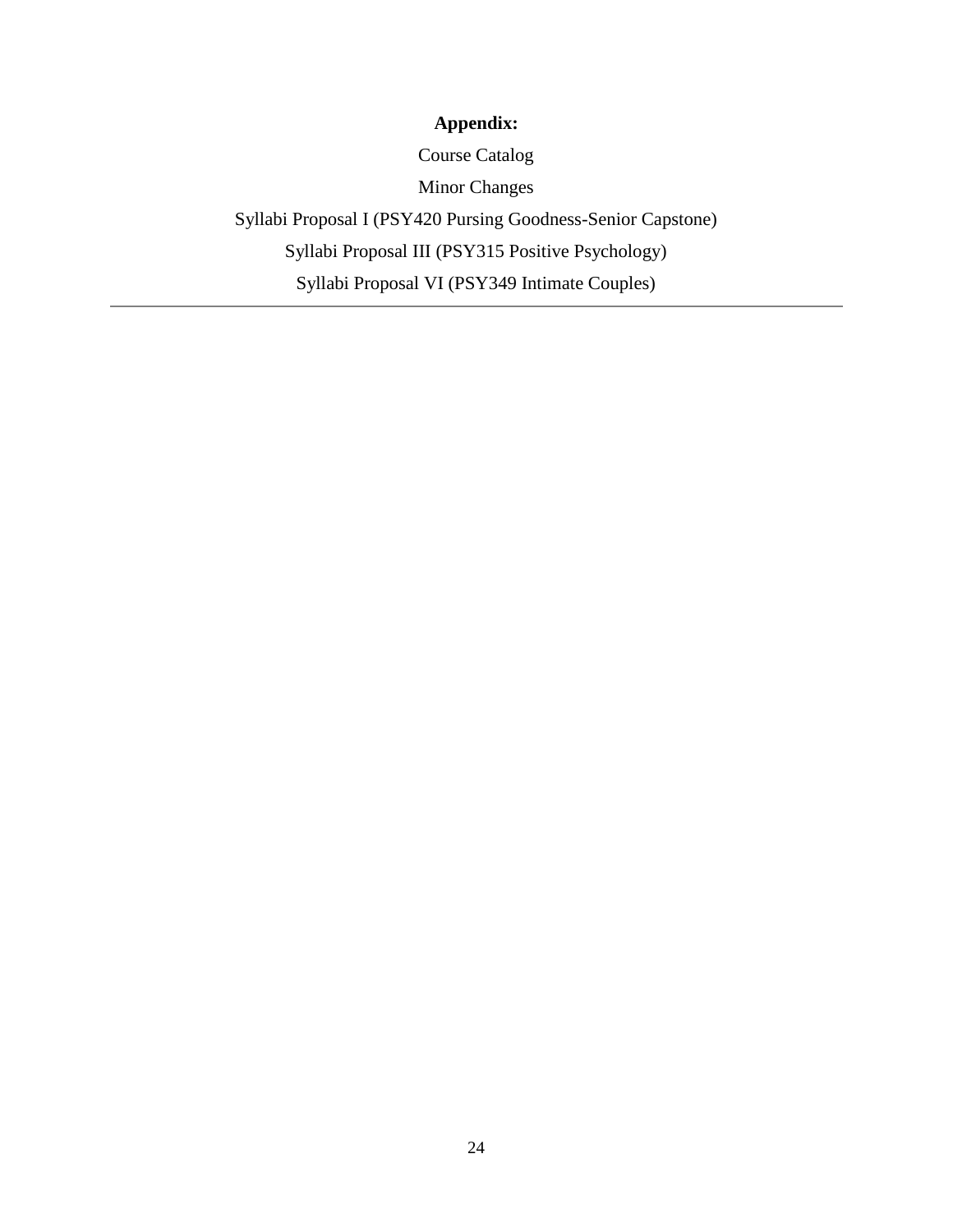**Appendix:**

Course Catalog

Minor Changes

Syllabi Proposal I (PSY420 Pursing Goodness-Senior Capstone)

Syllabi Proposal III (PSY315 Positive Psychology)

Syllabi Proposal VI (PSY349 Intimate Couples)

---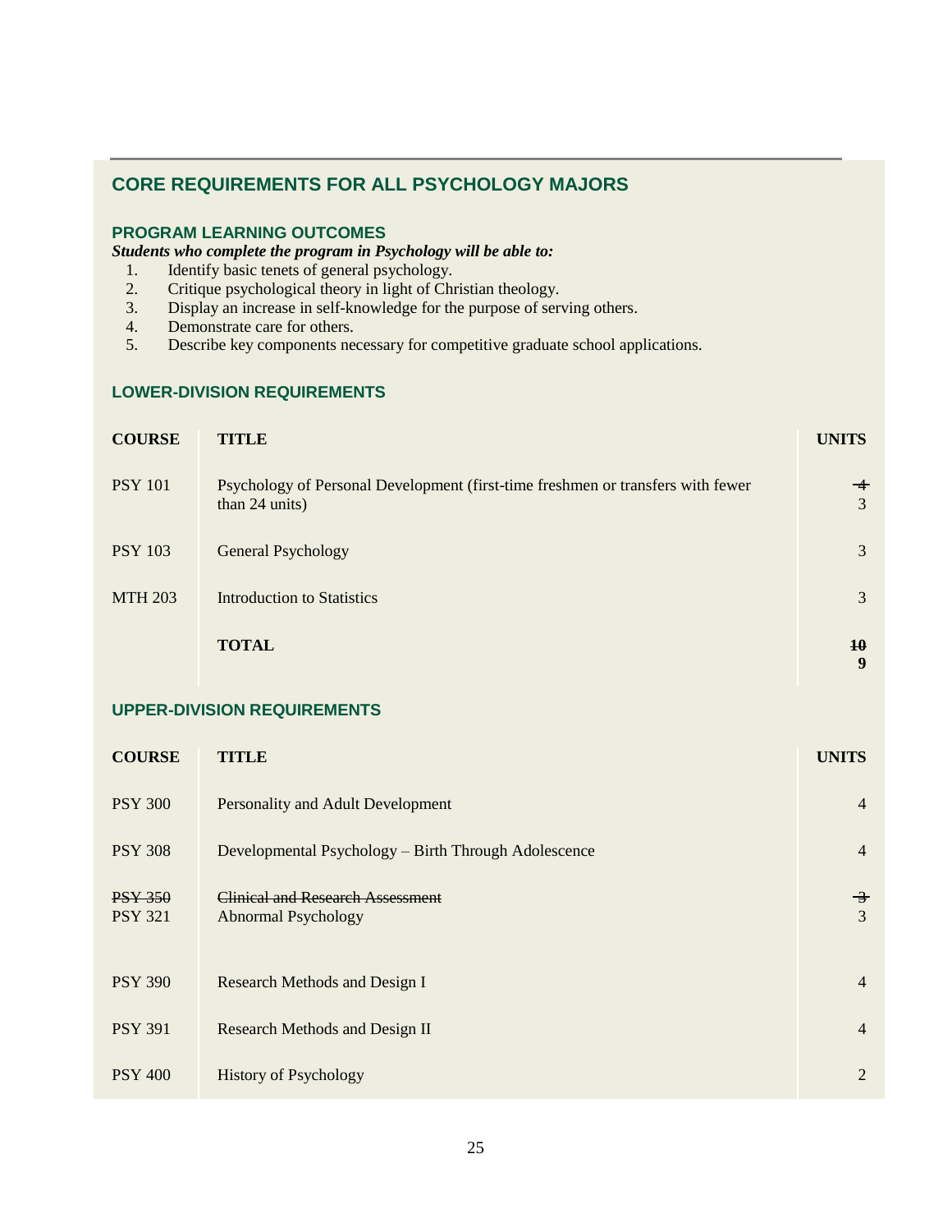## CORE REQUIREMENTS FOR ALL PSYCHOLOGY MAJORS

### PROGRAM LEARNING OUTCOMES

***Students who complete the program in Psychology will be able to:***

1. Identify basic tenets of general psychology.
2. Critique psychological theory in light of Christian theology.
3. Display an increase in self-knowledge for the purpose of serving others.
4. Demonstrate care for others.
5. Describe key components necessary for competitive graduate school applications.

### LOWER-DIVISION REQUIREMENTS

| COURSE | TITLE | UNITS |
|---|---|---|
| PSY 101 | Psychology of Personal Development (first-time freshmen or transfers with fewer than 24 units) | ~~4~~ 3 |
| PSY 103 | General Psychology | 3 |
| MTH 203 | Introduction to Statistics | 3 |
| | **TOTAL** | ~~**10**~~ **9** |

### UPPER-DIVISION REQUIREMENTS

| COURSE | TITLE | UNITS |
|---|---|---|
| ~~PSY 350~~ PSY 321 | ~~Clinical and Research Assessment~~ Abnormal Psychology | ~~3~~ 3 |
| PSY 300 | Personality and Adult Development | 4 |
| PSY 308 | Developmental Psychology – Birth Through Adolescence | 4 |
| PSY 390 | Research Methods and Design I | 4 |
| PSY 391 | Research Methods and Design II | 4 |
| PSY 400 | History of Psychology | 2 |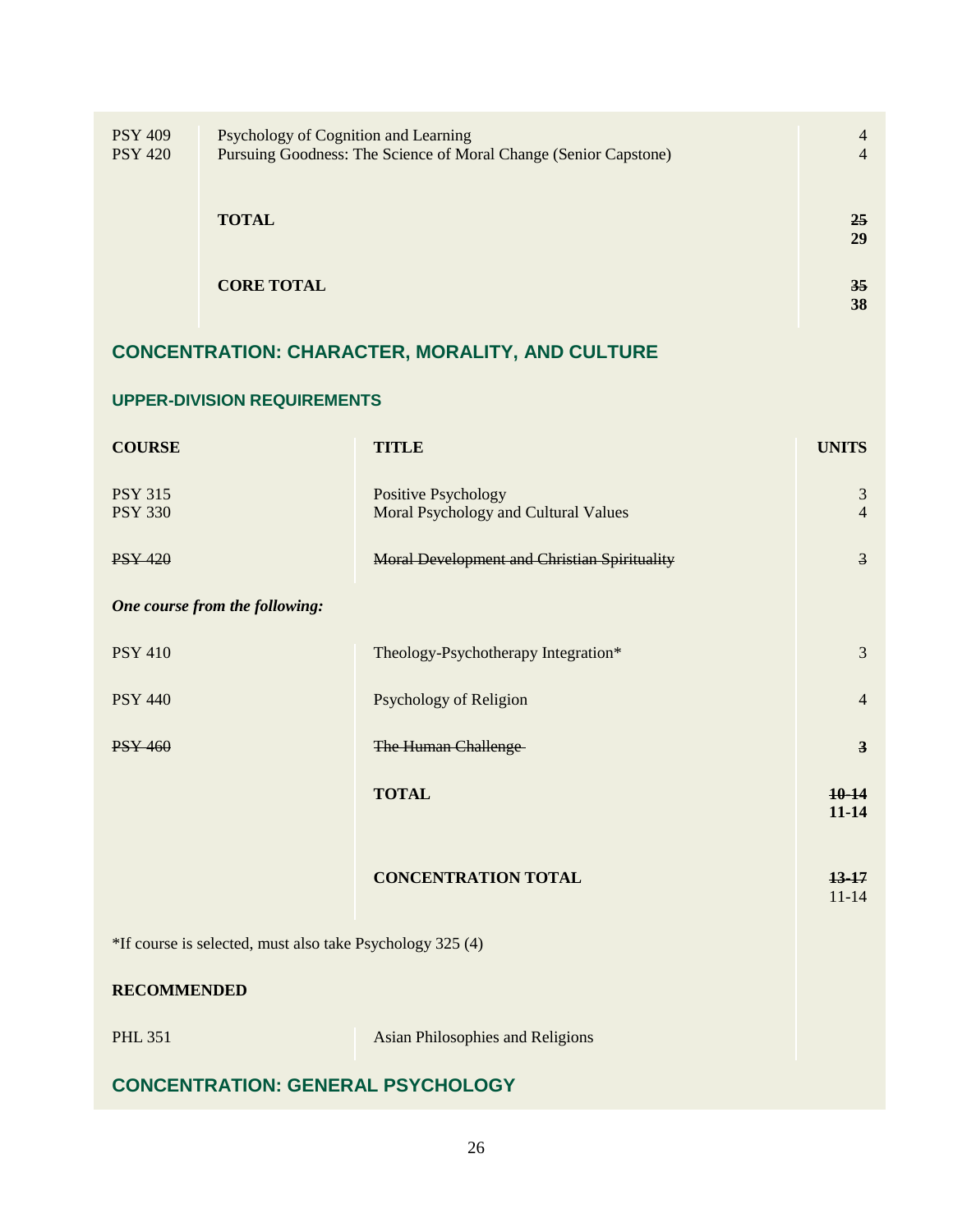| | | |
|---|---|---|
| PSY 409 | Psychology of Cognition and Learning | 4 |
| PSY 420 | Pursuing Goodness: The Science of Moral Change (Senior Capstone) | 4 |
| | **TOTAL** | **~~25~~ 29** |
| | **CORE TOTAL** | **~~35~~ 38** |

## CONCENTRATION: CHARACTER, MORALITY, AND CULTURE

### UPPER-DIVISION REQUIREMENTS

| COURSE | TITLE | UNITS |
|---|---|---|
| PSY 315 | Positive Psychology | 3 |
| PSY 330 | Moral Psychology and Cultural Values | 4 |
| ~~PSY 420~~ | ~~Moral Development and Christian Spirituality~~ | ~~3~~ |
| ***One course from the following:*** | | |
| PSY 410 | Theology-Psychotherapy Integration* | 3 |
| PSY 440 | Psychology of Religion | 4 |
| ~~PSY 460~~ | ~~The Human Challenge~~ | ~~3~~ |
| | **TOTAL** | **~~10-14~~ 11-14** |
| | **CONCENTRATION TOTAL** | **~~13-17~~** 11-14 |

*If course is selected, must also take Psychology 325 (4)

**RECOMMENDED**

| | |
|---|---|
| PHL 351 | Asian Philosophies and Religions |

## CONCENTRATION: GENERAL PSYCHOLOGY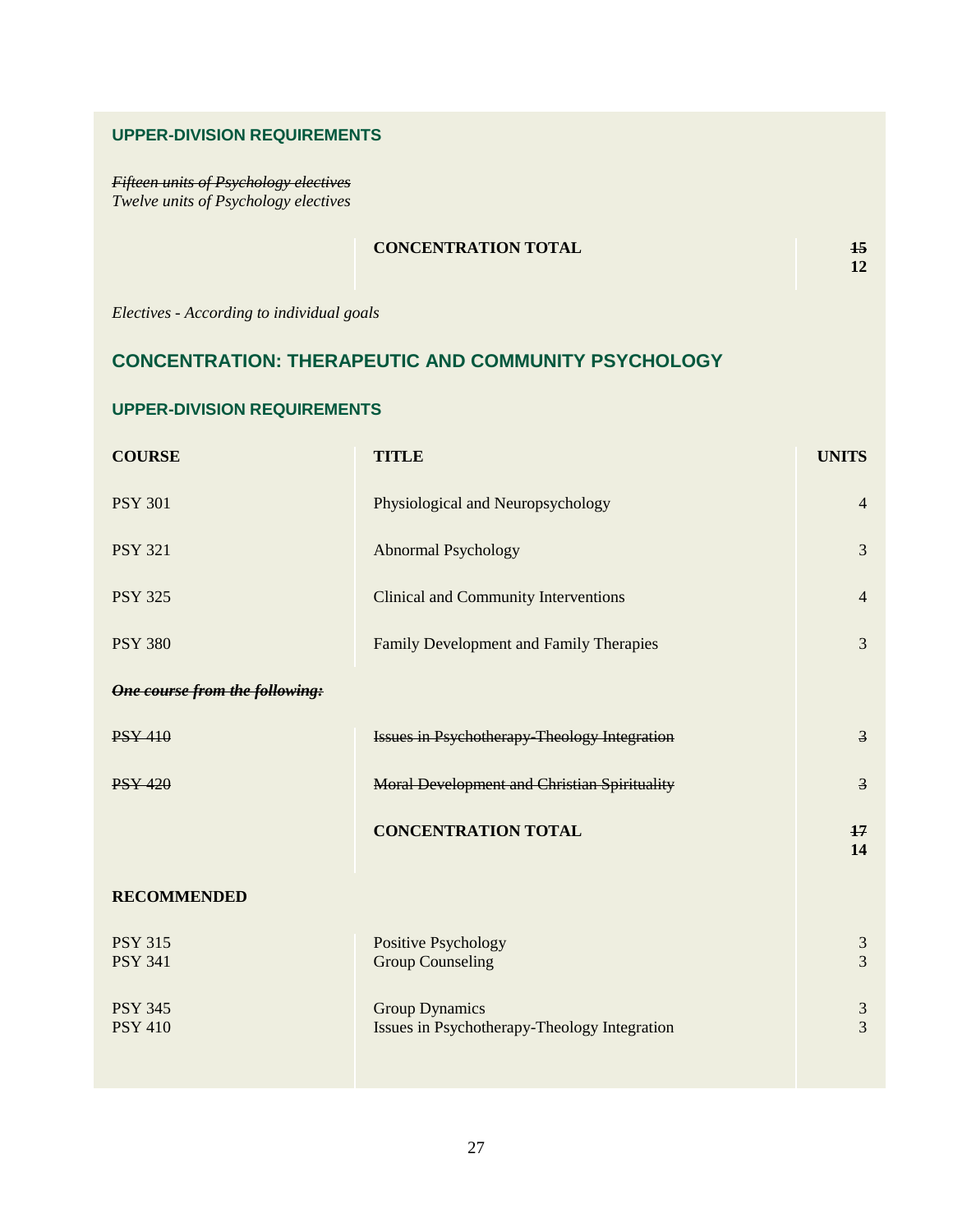### UPPER-DIVISION REQUIREMENTS

~~*Fifteen units of Psychology electives*~~
*Twelve units of Psychology electives*

| | | |
|---|---|---|
| | **CONCENTRATION TOTAL** | ~~**15**~~ **12** |

*Electives - According to individual goals*

## CONCENTRATION: THERAPEUTIC AND COMMUNITY PSYCHOLOGY

### UPPER-DIVISION REQUIREMENTS

| COURSE | TITLE | UNITS |
|---|---|---|
| PSY 301 | Physiological and Neuropsychology | 4 |
| PSY 321 | Abnormal Psychology | 3 |
| PSY 325 | Clinical and Community Interventions | 4 |
| PSY 380 | Family Development and Family Therapies | 3 |
| ~~***One course from the following:***~~ | | |
| ~~PSY 410~~ | ~~Issues in Psychotherapy-Theology Integration~~ | ~~3~~ |
| ~~PSY 420~~ | ~~Moral Development and Christian Spirituality~~ | ~~3~~ |
| | **CONCENTRATION TOTAL** | ~~**17**~~ **14** |
| **RECOMMENDED** | | |
| PSY 315 | Positive Psychology | 3 |
| PSY 341 | Group Counseling | 3 |
| PSY 345 | Group Dynamics | 3 |
| PSY 410 | Issues in Psychotherapy-Theology Integration | 3 |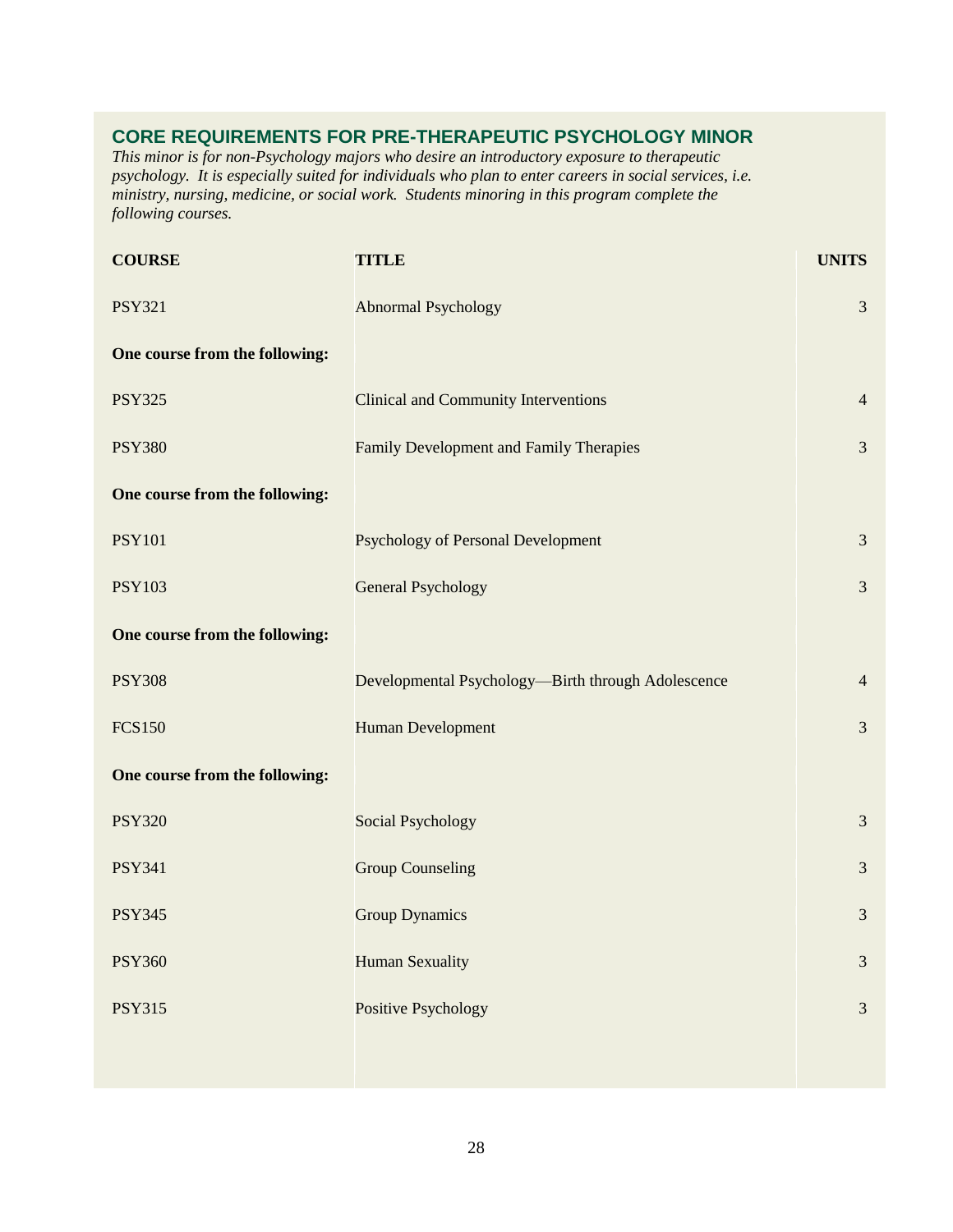## CORE REQUIREMENTS FOR PRE-THERAPEUTIC PSYCHOLOGY MINOR

*This minor is for non-Psychology majors who desire an introductory exposure to therapeutic psychology. It is especially suited for individuals who plan to enter careers in social services, i.e. ministry, nursing, medicine, or social work. Students minoring in this program complete the following courses.*

| COURSE | TITLE | UNITS |
|---|---|---|
| PSY321 | Abnormal Psychology | 3 |
| **One course from the following:** | | |
| PSY325 | Clinical and Community Interventions | 4 |
| PSY380 | Family Development and Family Therapies | 3 |
| **One course from the following:** | | |
| PSY101 | Psychology of Personal Development | 3 |
| PSY103 | General Psychology | 3 |
| **One course from the following:** | | |
| PSY308 | Developmental Psychology—Birth through Adolescence | 4 |
| FCS150 | Human Development | 3 |
| **One course from the following:** | | |
| PSY320 | Social Psychology | 3 |
| PSY341 | Group Counseling | 3 |
| PSY345 | Group Dynamics | 3 |
| PSY360 | Human Sexuality | 3 |
| PSY315 | Positive Psychology | 3 |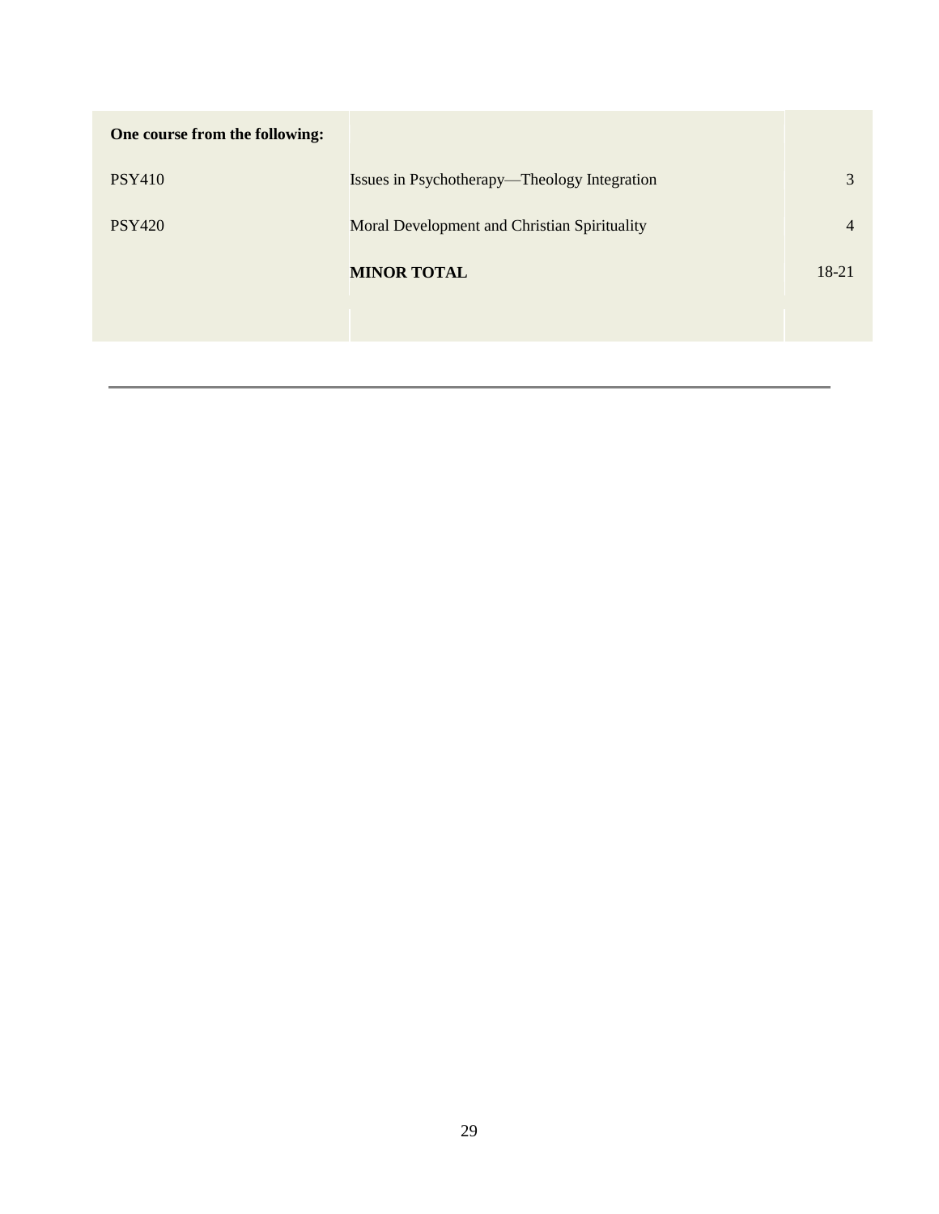| One course from the following: | | |
|---|---|---|
| PSY410 | Issues in Psychotherapy—Theology Integration | 3 |
| PSY420 | Moral Development and Christian Spirituality | 4 |
| | **MINOR TOTAL** | 18-21 |

---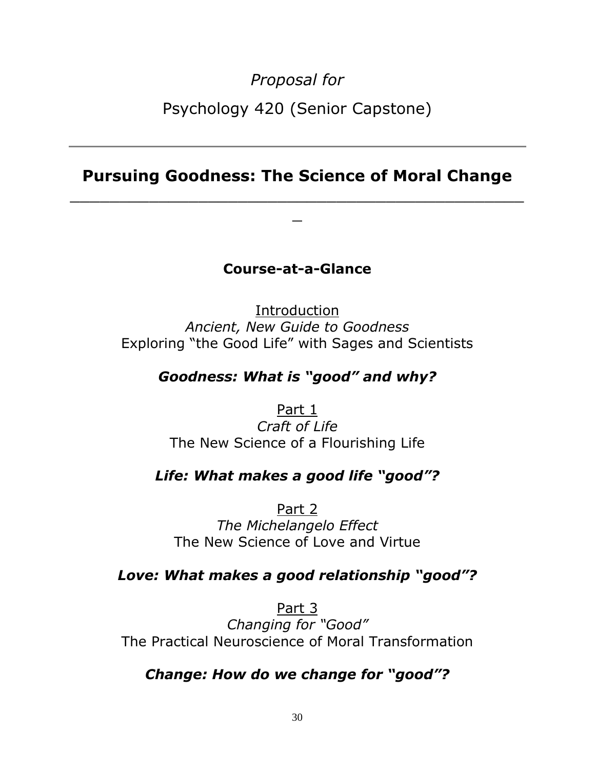*Proposal for*

Psychology 420 (Senior Capstone)

---

# Pursuing Goodness: The Science of Moral Change

---

## Course-at-a-Glance

Introduction
*Ancient, New Guide to Goodness*
Exploring "the Good Life" with Sages and Scientists

***Goodness: What is "good" and why?***

Part 1
*Craft of Life*
The New Science of a Flourishing Life

***Life: What makes a good life "good"?***

Part 2
*The Michelangelo Effect*
The New Science of Love and Virtue

***Love: What makes a good relationship "good"?***

Part 3
*Changing for "Good"*
The Practical Neuroscience of Moral Transformation

***Change: How do we change for "good"?***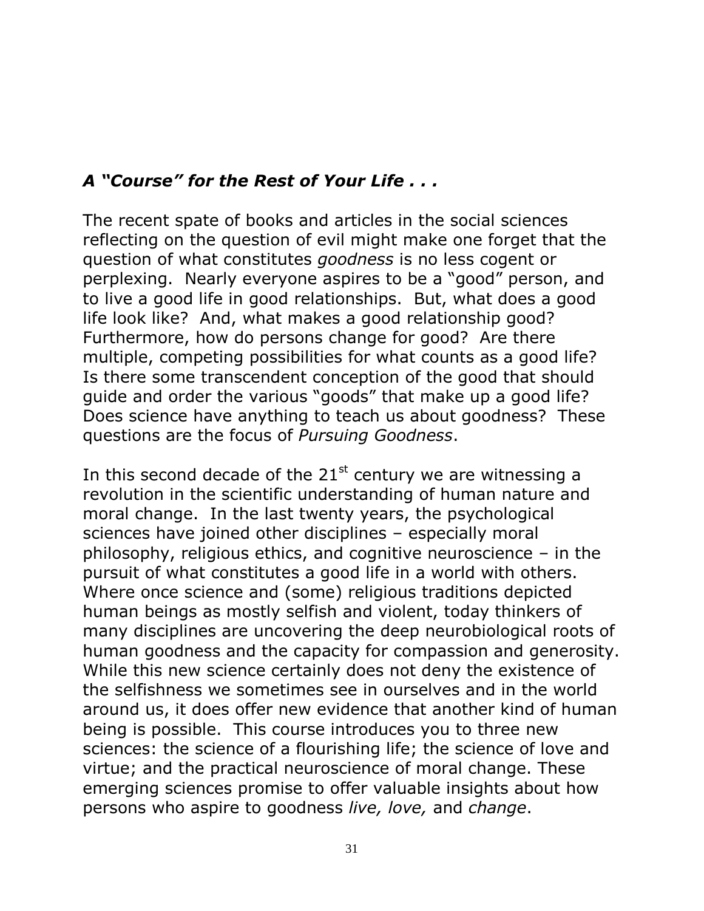### *A "Course" for the Rest of Your Life . . .*

The recent spate of books and articles in the social sciences reflecting on the question of evil might make one forget that the question of what constitutes *goodness* is no less cogent or perplexing. Nearly everyone aspires to be a "good" person, and to live a good life in good relationships. But, what does a good life look like? And, what makes a good relationship good? Furthermore, how do persons change for good? Are there multiple, competing possibilities for what counts as a good life? Is there some transcendent conception of the good that should guide and order the various "goods" that make up a good life? Does science have anything to teach us about goodness? These questions are the focus of *Pursuing Goodness*.

In this second decade of the 21st century we are witnessing a revolution in the scientific understanding of human nature and moral change. In the last twenty years, the psychological sciences have joined other disciplines – especially moral philosophy, religious ethics, and cognitive neuroscience – in the pursuit of what constitutes a good life in a world with others. Where once science and (some) religious traditions depicted human beings as mostly selfish and violent, today thinkers of many disciplines are uncovering the deep neurobiological roots of human goodness and the capacity for compassion and generosity. While this new science certainly does not deny the existence of the selfishness we sometimes see in ourselves and in the world around us, it does offer new evidence that another kind of human being is possible. This course introduces you to three new sciences: the science of a flourishing life; the science of love and virtue; and the practical neuroscience of moral change. These emerging sciences promise to offer valuable insights about how persons who aspire to goodness *live, love,* and *change*.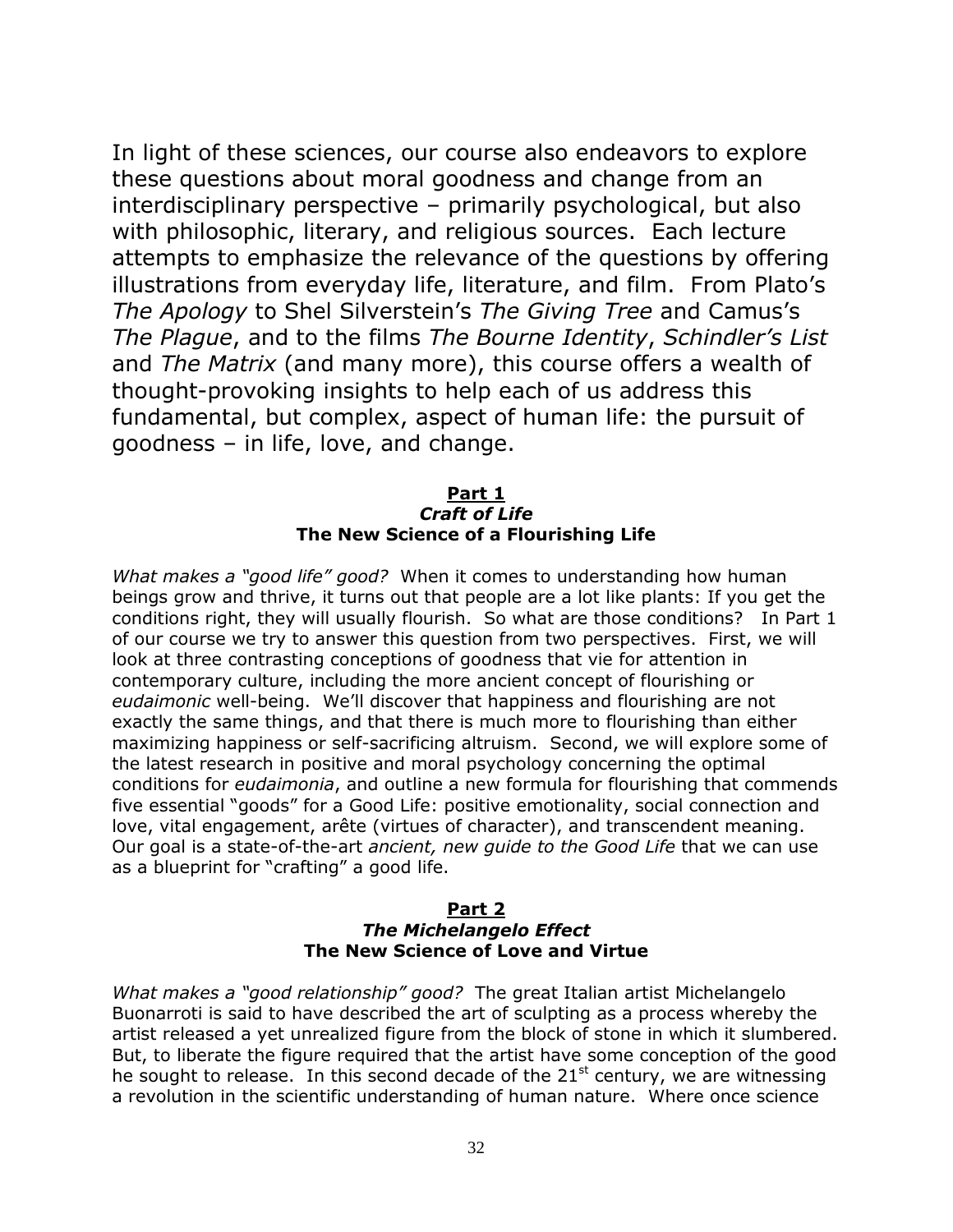In light of these sciences, our course also endeavors to explore these questions about moral goodness and change from an interdisciplinary perspective – primarily psychological, but also with philosophic, literary, and religious sources. Each lecture attempts to emphasize the relevance of the questions by offering illustrations from everyday life, literature, and film. From Plato's *The Apology* to Shel Silverstein's *The Giving Tree* and Camus's *The Plague*, and to the films *The Bourne Identity*, *Schindler's List* and *The Matrix* (and many more), this course offers a wealth of thought-provoking insights to help each of us address this fundamental, but complex, aspect of human life: the pursuit of goodness – in life, love, and change.

## Part 1
### *Craft of Life*
### The New Science of a Flourishing Life

*What makes a "good life" good?* When it comes to understanding how human beings grow and thrive, it turns out that people are a lot like plants: If you get the conditions right, they will usually flourish. So what are those conditions? In Part 1 of our course we try to answer this question from two perspectives. First, we will look at three contrasting conceptions of goodness that vie for attention in contemporary culture, including the more ancient concept of flourishing or *eudaimonic* well-being. We'll discover that happiness and flourishing are not exactly the same things, and that there is much more to flourishing than either maximizing happiness or self-sacrificing altruism. Second, we will explore some of the latest research in positive and moral psychology concerning the optimal conditions for *eudaimonia*, and outline a new formula for flourishing that commends five essential "goods" for a Good Life: positive emotionality, social connection and love, vital engagement, arête (virtues of character), and transcendent meaning. Our goal is a state-of-the-art *ancient, new guide to the Good Life* that we can use as a blueprint for "crafting" a good life.

## Part 2
### *The Michelangelo Effect*
### The New Science of Love and Virtue

*What makes a "good relationship" good?* The great Italian artist Michelangelo Buonarroti is said to have described the art of sculpting as a process whereby the artist released a yet unrealized figure from the block of stone in which it slumbered. But, to liberate the figure required that the artist have some conception of the good he sought to release. In this second decade of the 21st century, we are witnessing a revolution in the scientific understanding of human nature. Where once science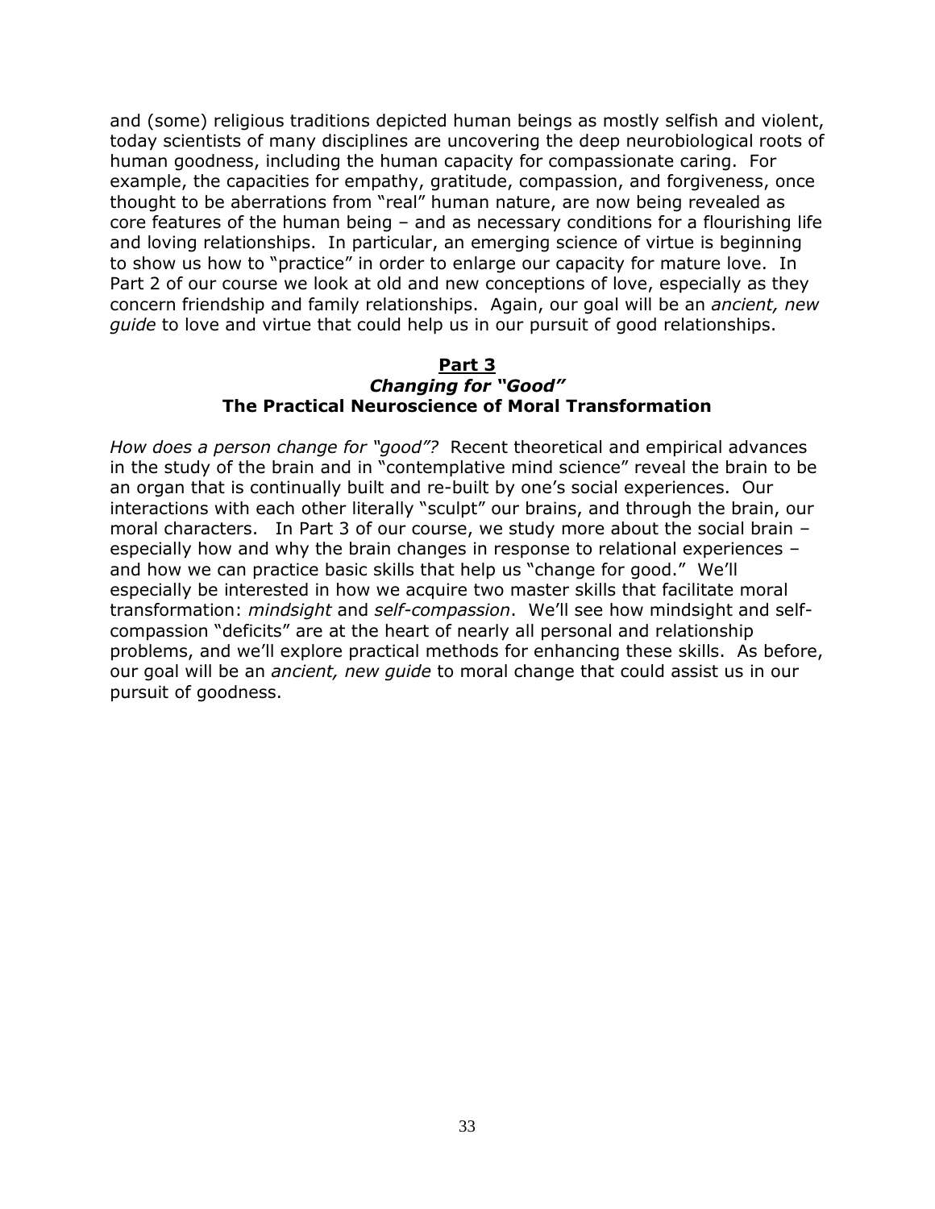and (some) religious traditions depicted human beings as mostly selfish and violent, today scientists of many disciplines are uncovering the deep neurobiological roots of human goodness, including the human capacity for compassionate caring. For example, the capacities for empathy, gratitude, compassion, and forgiveness, once thought to be aberrations from "real" human nature, are now being revealed as core features of the human being – and as necessary conditions for a flourishing life and loving relationships. In particular, an emerging science of virtue is beginning to show us how to "practice" in order to enlarge our capacity for mature love. In Part 2 of our course we look at old and new conceptions of love, especially as they concern friendship and family relationships. Again, our goal will be an *ancient, new guide* to love and virtue that could help us in our pursuit of good relationships.

## Part 3
### *Changing for "Good"*
### The Practical Neuroscience of Moral Transformation

*How does a person change for "good"?* Recent theoretical and empirical advances in the study of the brain and in "contemplative mind science" reveal the brain to be an organ that is continually built and re-built by one's social experiences. Our interactions with each other literally "sculpt" our brains, and through the brain, our moral characters. In Part 3 of our course, we study more about the social brain – especially how and why the brain changes in response to relational experiences – and how we can practice basic skills that help us "change for good." We'll especially be interested in how we acquire two master skills that facilitate moral transformation: *mindsight* and *self-compassion*. We'll see how mindsight and self-compassion "deficits" are at the heart of nearly all personal and relationship problems, and we'll explore practical methods for enhancing these skills. As before, our goal will be an *ancient, new guide* to moral change that could assist us in our pursuit of goodness.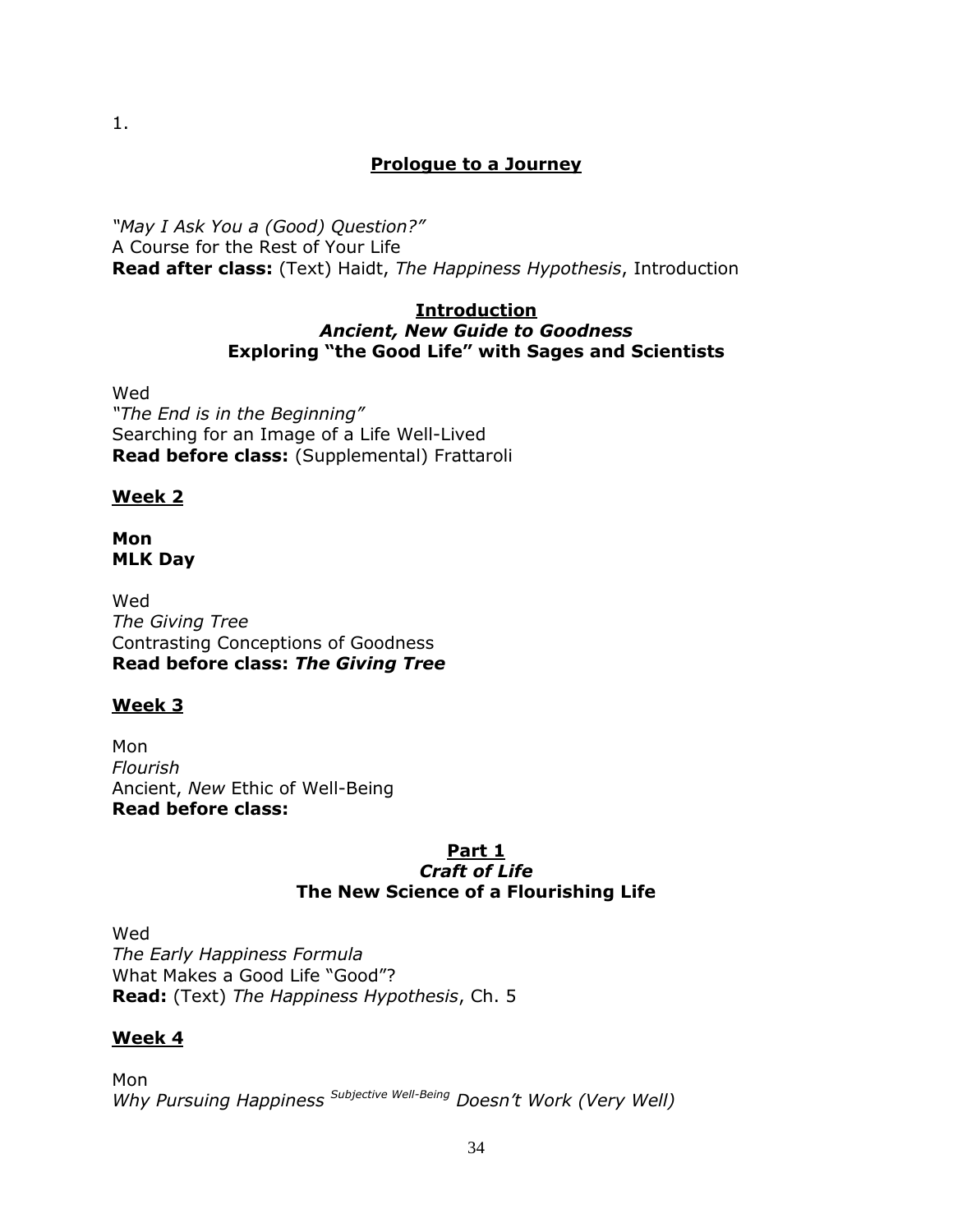1.

## Prologue to a Journey

*"May I Ask You a (Good) Question?"*
A Course for the Rest of Your Life
**Read after class:** (Text) Haidt, *The Happiness Hypothesis*, Introduction

## Introduction
### *Ancient, New Guide to Goodness*
### Exploring "the Good Life" with Sages and Scientists

Wed
*"The End is in the Beginning"*
Searching for an Image of a Life Well-Lived
**Read before class:** (Supplemental) Frattaroli

**Week 2**

**Mon**
**MLK Day**

Wed
*The Giving Tree*
Contrasting Conceptions of Goodness
**Read before class:** ***The Giving Tree***

**Week 3**

Mon
*Flourish*
Ancient, *New* Ethic of Well-Being
**Read before class:**

## Part 1
### *Craft of Life*
### The New Science of a Flourishing Life

Wed
*The Early Happiness Formula*
What Makes a Good Life "Good"?
**Read:** (Text) *The Happiness Hypothesis*, Ch. 5

**Week 4**

Mon
*Why Pursuing Happiness* *Subjective Well-Being* *Doesn't Work (Very Well)*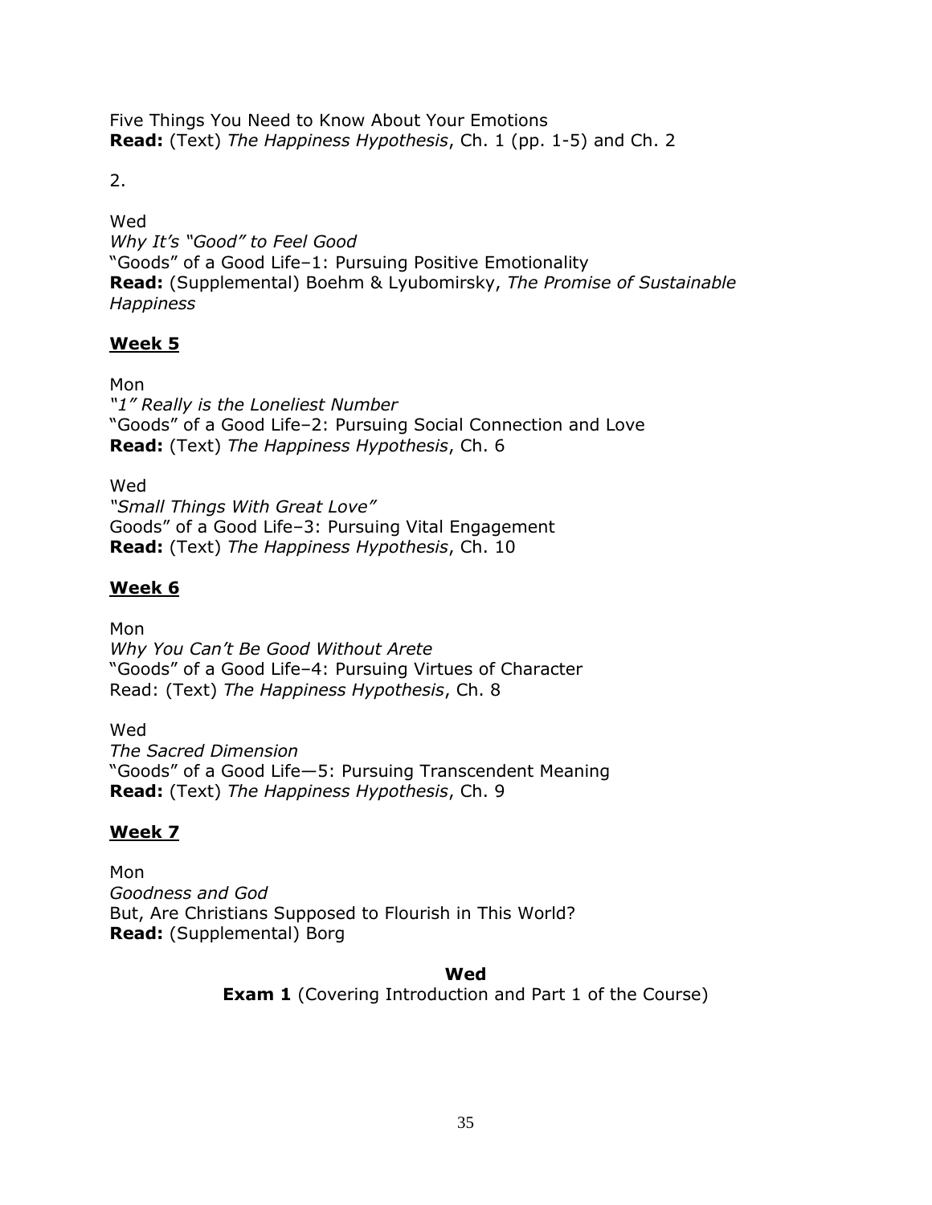Five Things You Need to Know About Your Emotions
**Read:** (Text) *The Happiness Hypothesis*, Ch. 1 (pp. 1-5) and Ch. 2

2.

Wed
*Why It's "Good" to Feel Good*
"Goods" of a Good Life–1: Pursuing Positive Emotionality
**Read:** (Supplemental) Boehm & Lyubomirsky, *The Promise of Sustainable Happiness*

## Week 5

Mon
*"1" Really is the Loneliest Number*
"Goods" of a Good Life–2: Pursuing Social Connection and Love
**Read:** (Text) *The Happiness Hypothesis*, Ch. 6

Wed
*"Small Things With Great Love"*
Goods" of a Good Life–3: Pursuing Vital Engagement
**Read:** (Text) *The Happiness Hypothesis*, Ch. 10

## Week 6

Mon
*Why You Can't Be Good Without Arete*
"Goods" of a Good Life–4: Pursuing Virtues of Character
Read: (Text) *The Happiness Hypothesis*, Ch. 8

Wed
*The Sacred Dimension*
"Goods" of a Good Life—5: Pursuing Transcendent Meaning
**Read:** (Text) *The Happiness Hypothesis*, Ch. 9

## Week 7

Mon
*Goodness and God*
But, Are Christians Supposed to Flourish in This World?
**Read:** (Supplemental) Borg

**Wed**
**Exam 1** (Covering Introduction and Part 1 of the Course)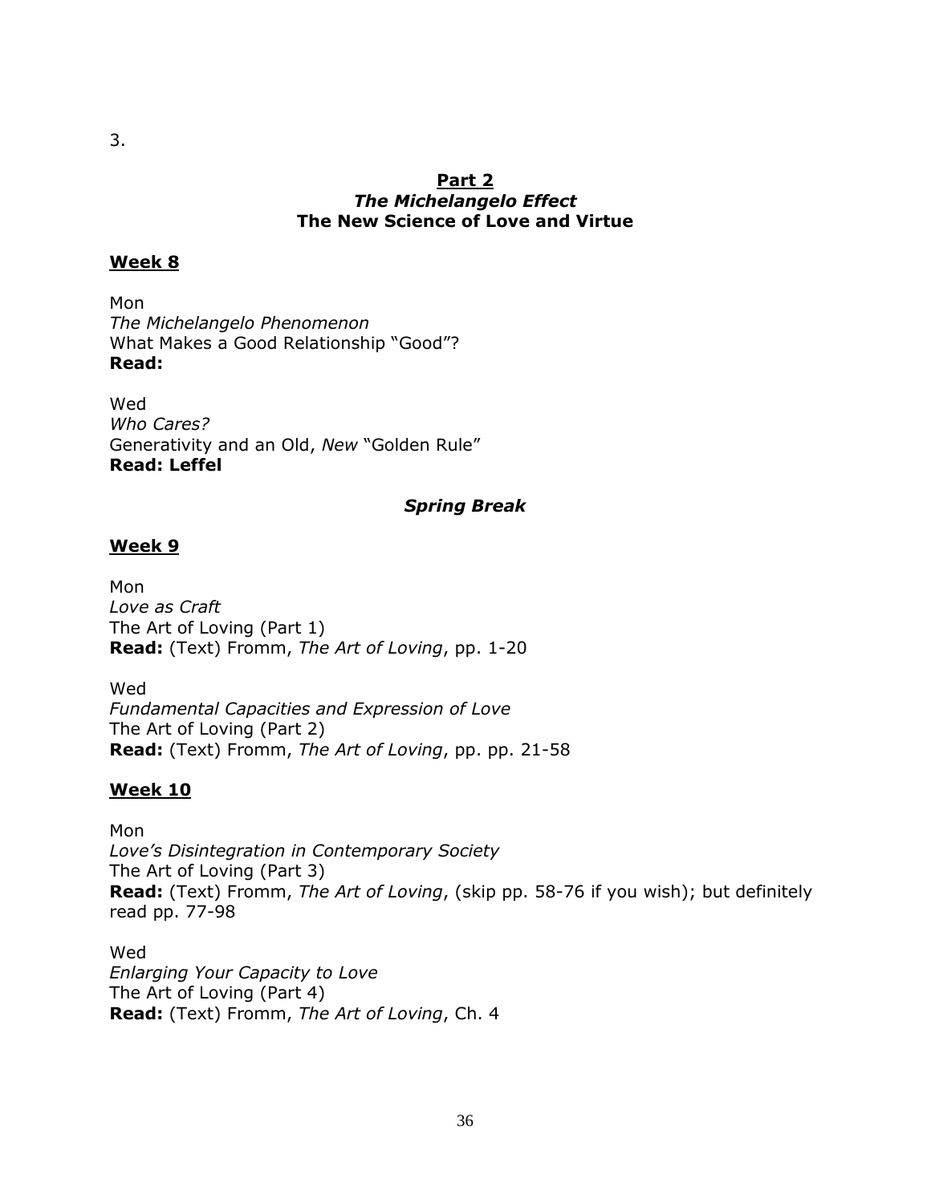3.

## Part 2
### *The Michelangelo Effect*
### The New Science of Love and Virtue

**Week 8**

Mon
*The Michelangelo Phenomenon*
What Makes a Good Relationship "Good"?
**Read:**

Wed
*Who Cares?*
Generativity and an Old, *New* "Golden Rule"
**Read: Leffel**

***Spring Break***

**Week 9**

Mon
*Love as Craft*
The Art of Loving (Part 1)
**Read:** (Text) Fromm, *The Art of Loving*, pp. 1-20

Wed
*Fundamental Capacities and Expression of Love*
The Art of Loving (Part 2)
**Read:** (Text) Fromm, *The Art of Loving*, pp. pp. 21-58

**Week 10**

Mon
*Love's Disintegration in Contemporary Society*
The Art of Loving (Part 3)
**Read:** (Text) Fromm, *The Art of Loving*, (skip pp. 58-76 if you wish); but definitely read pp. 77-98

Wed
*Enlarging Your Capacity to Love*
The Art of Loving (Part 4)
**Read:** (Text) Fromm, *The Art of Loving*, Ch. 4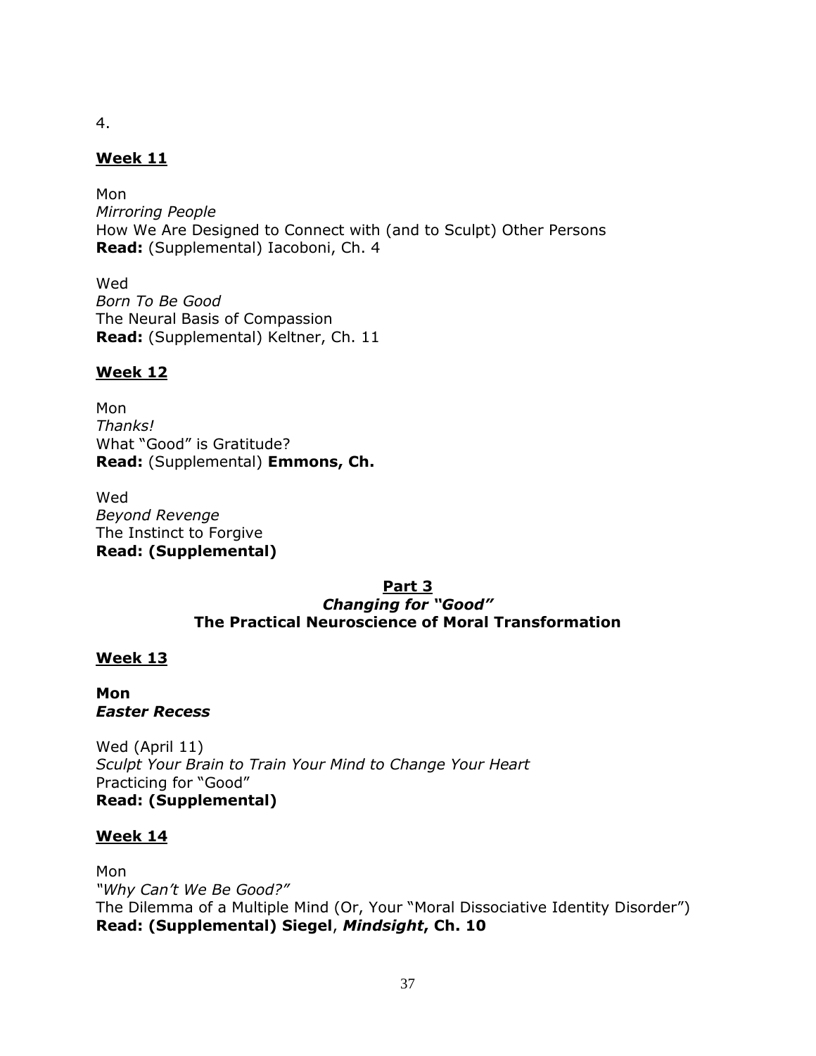4.

**Week 11**

Mon
*Mirroring People*
How We Are Designed to Connect with (and to Sculpt) Other Persons
**Read:** (Supplemental) Iacoboni, Ch. 4

Wed
*Born To Be Good*
The Neural Basis of Compassion
**Read:** (Supplemental) Keltner, Ch. 11

**Week 12**

Mon
*Thanks!*
What "Good" is Gratitude?
**Read:** (Supplemental) **Emmons, Ch.**

Wed
*Beyond Revenge*
The Instinct to Forgive
**Read: (Supplemental)**

## Part 3
## *Changing for "Good"*
## The Practical Neuroscience of Moral Transformation

**Week 13**

**Mon**
***Easter Recess***

Wed (April 11)
*Sculpt Your Brain to Train Your Mind to Change Your Heart*
Practicing for "Good"
**Read: (Supplemental)**

**Week 14**

Mon
*"Why Can't We Be Good?"*
The Dilemma of a Multiple Mind (Or, Your "Moral Dissociative Identity Disorder")
**Read: (Supplemental) Siegel**, ***Mindsight*****, Ch. 10**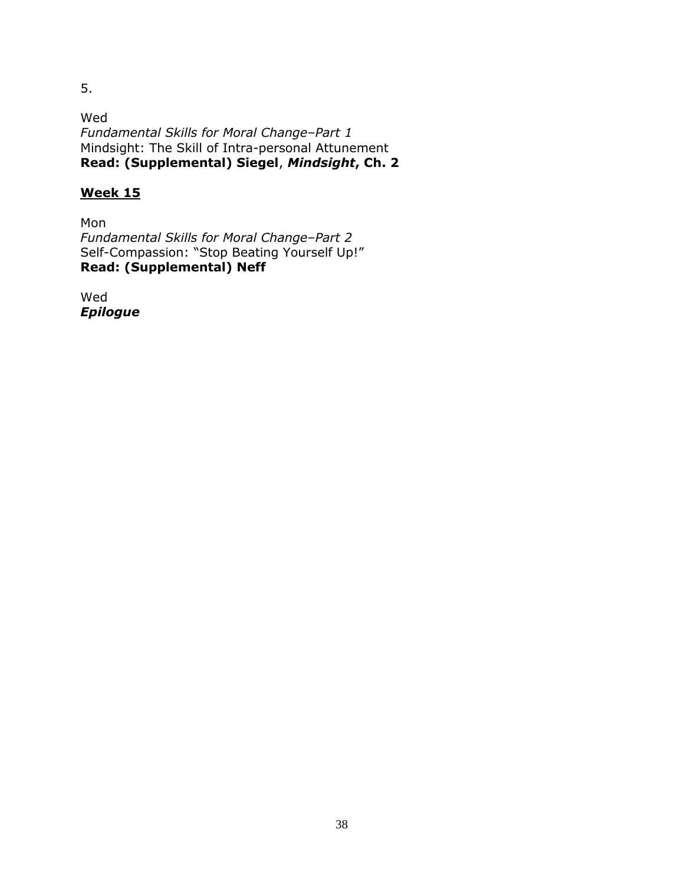5.

Wed
*Fundamental Skills for Moral Change–Part 1*
Mindsight: The Skill of Intra-personal Attunement
**Read: (Supplemental) Siegel**, ***Mindsight*, Ch. 2**

## **Week 15**

Mon
*Fundamental Skills for Moral Change–Part 2*
Self-Compassion: "Stop Beating Yourself Up!"
**Read: (Supplemental) Neff**

Wed
***Epilogue***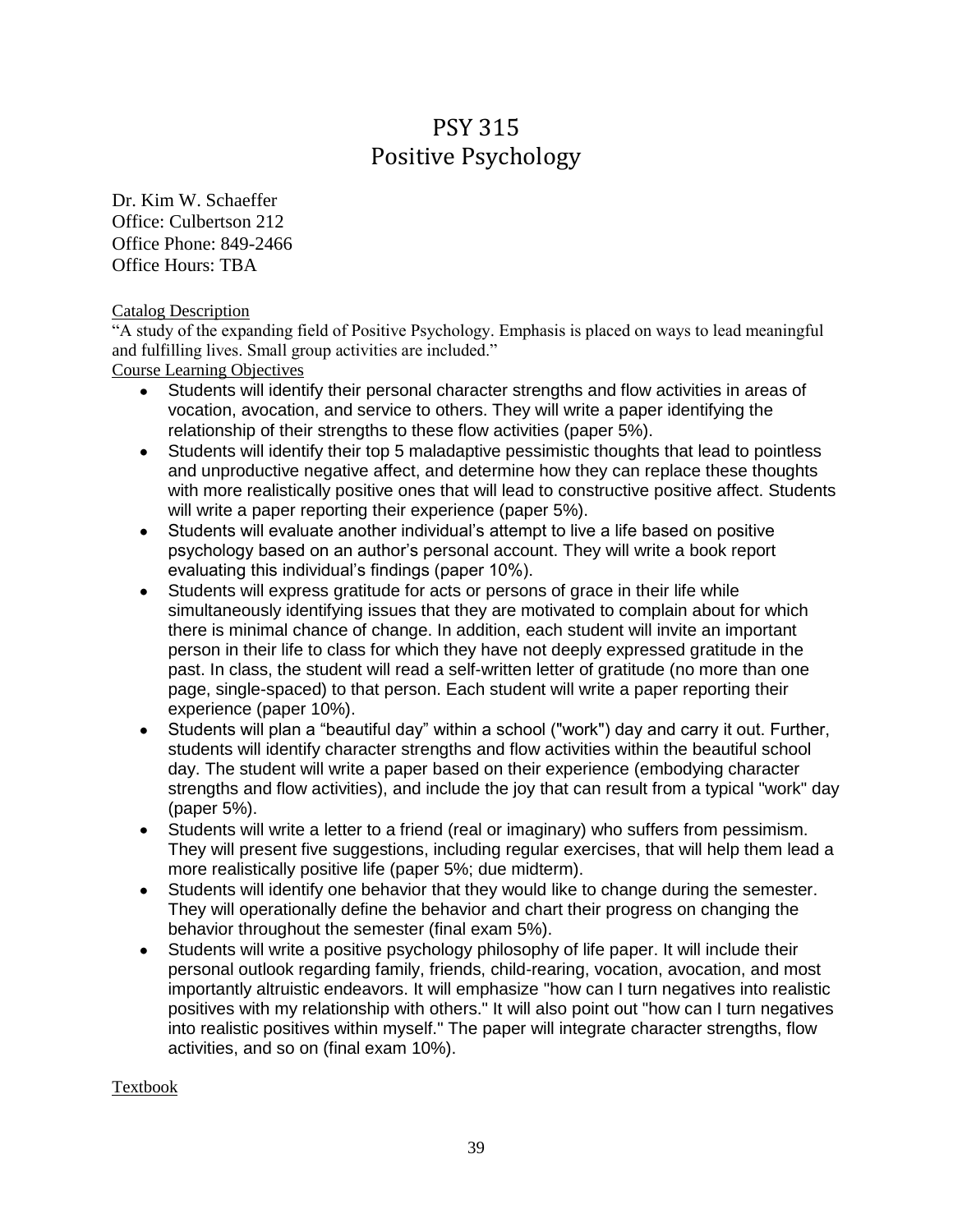# PSY 315
# Positive Psychology

Dr. Kim W. Schaeffer
Office: Culbertson 212
Office Phone: 849-2466
Office Hours: TBA

Catalog Description

"A study of the expanding field of Positive Psychology. Emphasis is placed on ways to lead meaningful and fulfilling lives. Small group activities are included."

Course Learning Objectives

- Students will identify their personal character strengths and flow activities in areas of vocation, avocation, and service to others. They will write a paper identifying the relationship of their strengths to these flow activities (paper 5%).
- Students will identify their top 5 maladaptive pessimistic thoughts that lead to pointless and unproductive negative affect, and determine how they can replace these thoughts with more realistically positive ones that will lead to constructive positive affect. Students will write a paper reporting their experience (paper 5%).
- Students will evaluate another individual's attempt to live a life based on positive psychology based on an author's personal account. They will write a book report evaluating this individual's findings (paper 10%).
- Students will express gratitude for acts or persons of grace in their life while simultaneously identifying issues that they are motivated to complain about for which there is minimal chance of change. In addition, each student will invite an important person in their life to class for which they have not deeply expressed gratitude in the past. In class, the student will read a self-written letter of gratitude (no more than one page, single-spaced) to that person. Each student will write a paper reporting their experience (paper 10%).
- Students will plan a "beautiful day" within a school ("work") day and carry it out. Further, students will identify character strengths and flow activities within the beautiful school day. The student will write a paper based on their experience (embodying character strengths and flow activities), and include the joy that can result from a typical "work" day (paper 5%).
- Students will write a letter to a friend (real or imaginary) who suffers from pessimism. They will present five suggestions, including regular exercises, that will help them lead a more realistically positive life (paper 5%; due midterm).
- Students will identify one behavior that they would like to change during the semester. They will operationally define the behavior and chart their progress on changing the behavior throughout the semester (final exam 5%).
- Students will write a positive psychology philosophy of life paper. It will include their personal outlook regarding family, friends, child-rearing, vocation, avocation, and most importantly altruistic endeavors. It will emphasize "how can I turn negatives into realistic positives with my relationship with others." It will also point out "how can I turn negatives into realistic positives within myself." The paper will integrate character strengths, flow activities, and so on (final exam 10%).

Textbook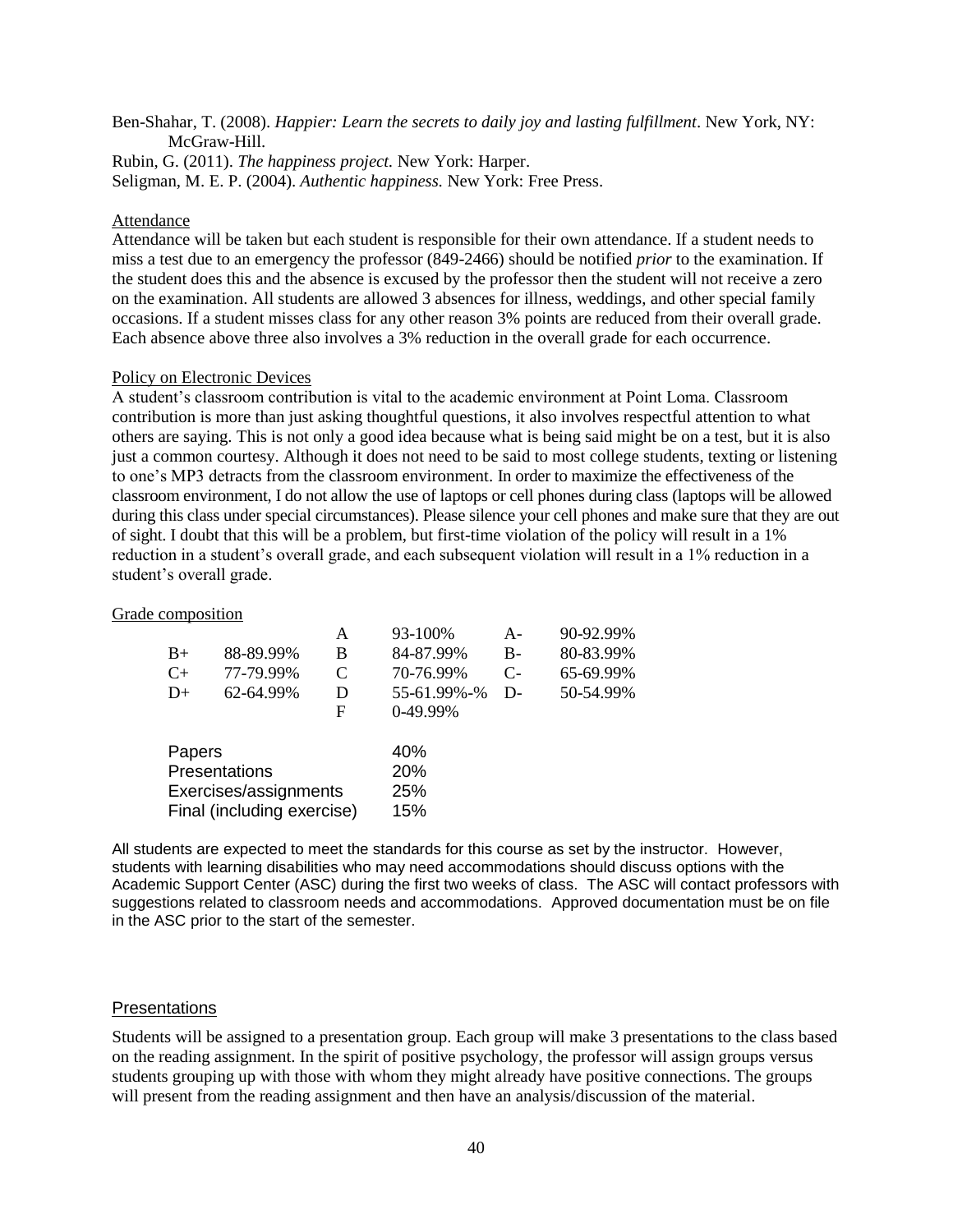Ben-Shahar, T. (2008). *Happier: Learn the secrets to daily joy and lasting fulfillment*. New York, NY: McGraw-Hill.

Rubin, G. (2011). *The happiness project.* New York: Harper.

Seligman, M. E. P. (2004). *Authentic happiness.* New York: Free Press.

### Attendance

Attendance will be taken but each student is responsible for their own attendance. If a student needs to miss a test due to an emergency the professor (849-2466) should be notified *prior* to the examination. If the student does this and the absence is excused by the professor then the student will not receive a zero on the examination. All students are allowed 3 absences for illness, weddings, and other special family occasions. If a student misses class for any other reason 3% points are reduced from their overall grade. Each absence above three also involves a 3% reduction in the overall grade for each occurrence.

### Policy on Electronic Devices

A student's classroom contribution is vital to the academic environment at Point Loma. Classroom contribution is more than just asking thoughtful questions, it also involves respectful attention to what others are saying. This is not only a good idea because what is being said might be on a test, but it is also just a common courtesy. Although it does not need to be said to most college students, texting or listening to one's MP3 detracts from the classroom environment. In order to maximize the effectiveness of the classroom environment, I do not allow the use of laptops or cell phones during class (laptops will be allowed during this class under special circumstances). Please silence your cell phones and make sure that they are out of sight. I doubt that this will be a problem, but first-time violation of the policy will result in a 1% reduction in a student's overall grade, and each subsequent violation will result in a 1% reduction in a student's overall grade.

### Grade composition

| | | | | | |
|---|---|---|---|---|---|
| | | A | 93-100% | A- | 90-92.99% |
| B+ | 88-89.99% | B | 84-87.99% | B- | 80-83.99% |
| C+ | 77-79.99% | C | 70-76.99% | C- | 65-69.99% |
| D+ | 62-64.99% | D | 55-61.99%-% | D- | 50-54.99% |
| | | F | 0-49.99% | | |

| | |
|---|---|
| Papers | 40% |
| Presentations | 20% |
| Exercises/assignments | 25% |
| Final (including exercise) | 15% |

All students are expected to meet the standards for this course as set by the instructor. However, students with learning disabilities who may need accommodations should discuss options with the Academic Support Center (ASC) during the first two weeks of class. The ASC will contact professors with suggestions related to classroom needs and accommodations. Approved documentation must be on file in the ASC prior to the start of the semester.

### Presentations

Students will be assigned to a presentation group. Each group will make 3 presentations to the class based on the reading assignment. In the spirit of positive psychology, the professor will assign groups versus students grouping up with those with whom they might already have positive connections. The groups will present from the reading assignment and then have an analysis/discussion of the material.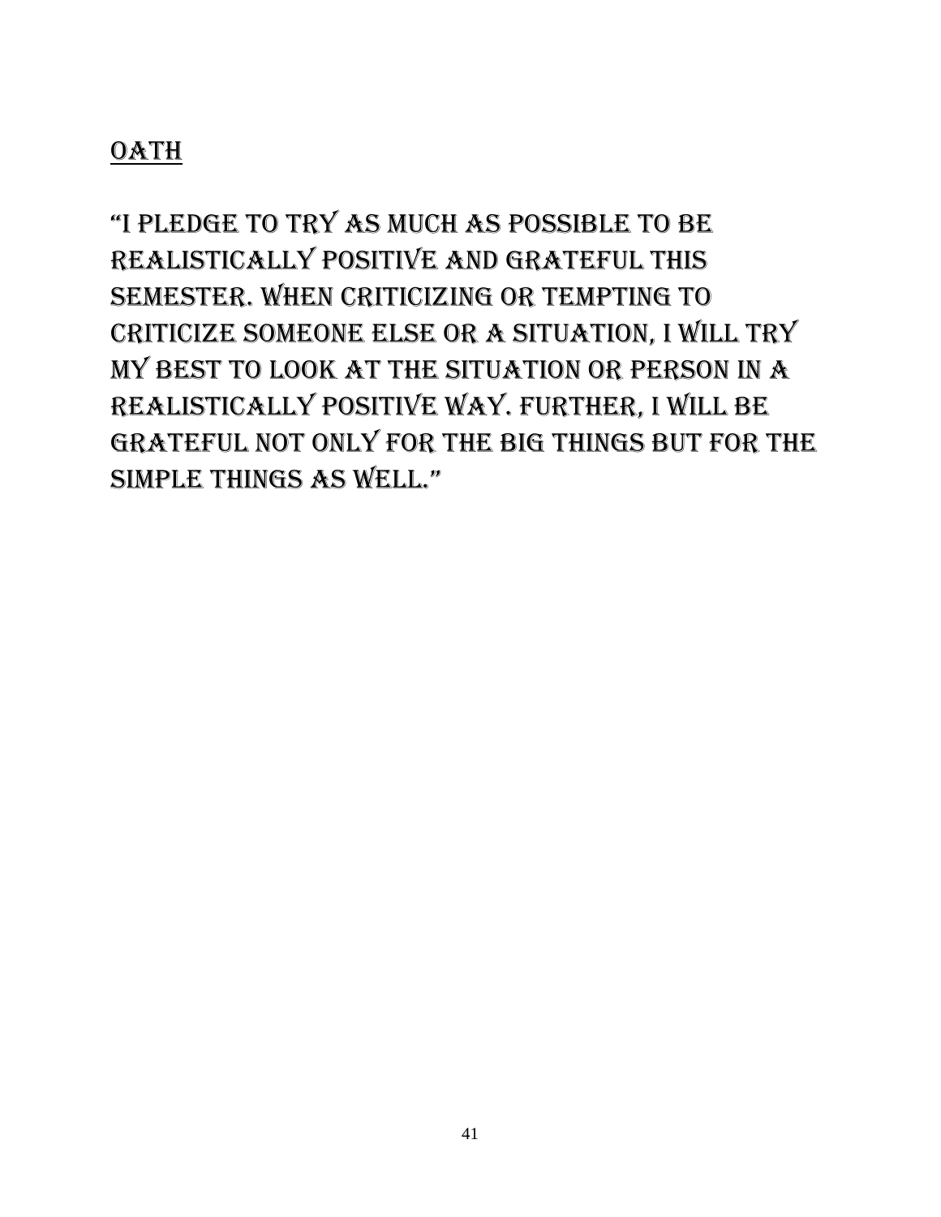## OATH

"I PLEDGE TO TRY AS MUCH AS POSSIBLE TO BE REALISTICALLY POSITIVE AND GRATEFUL THIS SEMESTER. WHEN CRITICIZING OR TEMPTING TO CRITICIZE SOMEONE ELSE OR A SITUATION, I WILL TRY MY BEST TO LOOK AT THE SITUATION OR PERSON IN A REALISTICALLY POSITIVE WAY. FURTHER, I WILL BE GRATEFUL NOT ONLY FOR THE BIG THINGS BUT FOR THE SIMPLE THINGS AS WELL."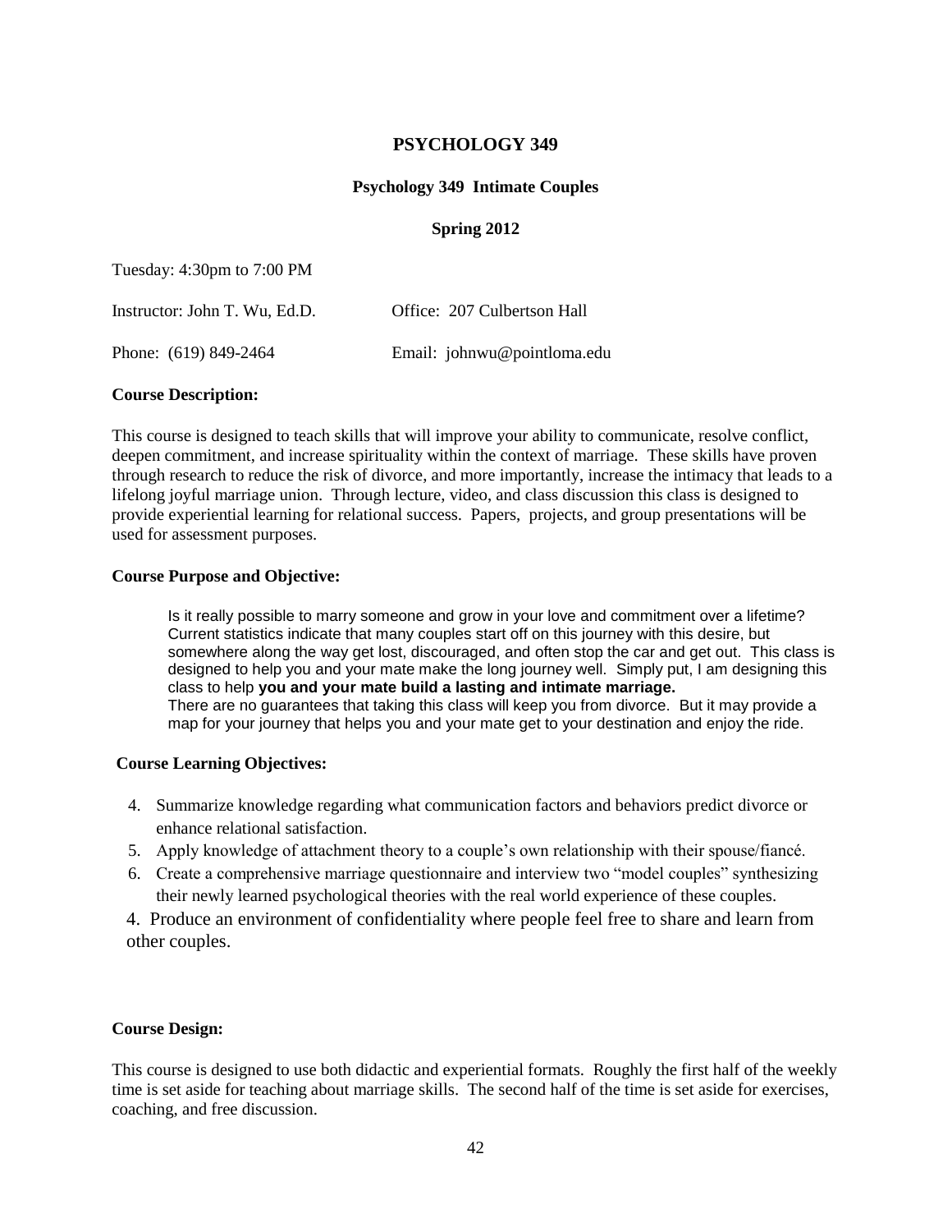# PSYCHOLOGY 349

## Psychology 349 Intimate Couples

### Spring 2012

Tuesday: 4:30pm to 7:00 PM

Instructor: John T. Wu, Ed.D. Office: 207 Culbertson Hall

Phone: (619) 849-2464 Email: johnwu@pointloma.edu

**Course Description:**

This course is designed to teach skills that will improve your ability to communicate, resolve conflict, deepen commitment, and increase spirituality within the context of marriage. These skills have proven through research to reduce the risk of divorce, and more importantly, increase the intimacy that leads to a lifelong joyful marriage union. Through lecture, video, and class discussion this class is designed to provide experiential learning for relational success. Papers, projects, and group presentations will be used for assessment purposes.

**Course Purpose and Objective:**

> Is it really possible to marry someone and grow in your love and commitment over a lifetime? Current statistics indicate that many couples start off on this journey with this desire, but somewhere along the way get lost, discouraged, and often stop the car and get out. This class is designed to help you and your mate make the long journey well. Simply put, I am designing this class to help **you and your mate build a lasting and intimate marriage.**
> There are no guarantees that taking this class will keep you from divorce. But it may provide a map for your journey that helps you and your mate get to your destination and enjoy the ride.

**Course Learning Objectives:**

4. Summarize knowledge regarding what communication factors and behaviors predict divorce or enhance relational satisfaction.
5. Apply knowledge of attachment theory to a couple's own relationship with their spouse/fiancé.
6. Create a comprehensive marriage questionnaire and interview two "model couples" synthesizing their newly learned psychological theories with the real world experience of these couples.

4. Produce an environment of confidentiality where people feel free to share and learn from other couples.

**Course Design:**

This course is designed to use both didactic and experiential formats. Roughly the first half of the weekly time is set aside for teaching about marriage skills. The second half of the time is set aside for exercises, coaching, and free discussion.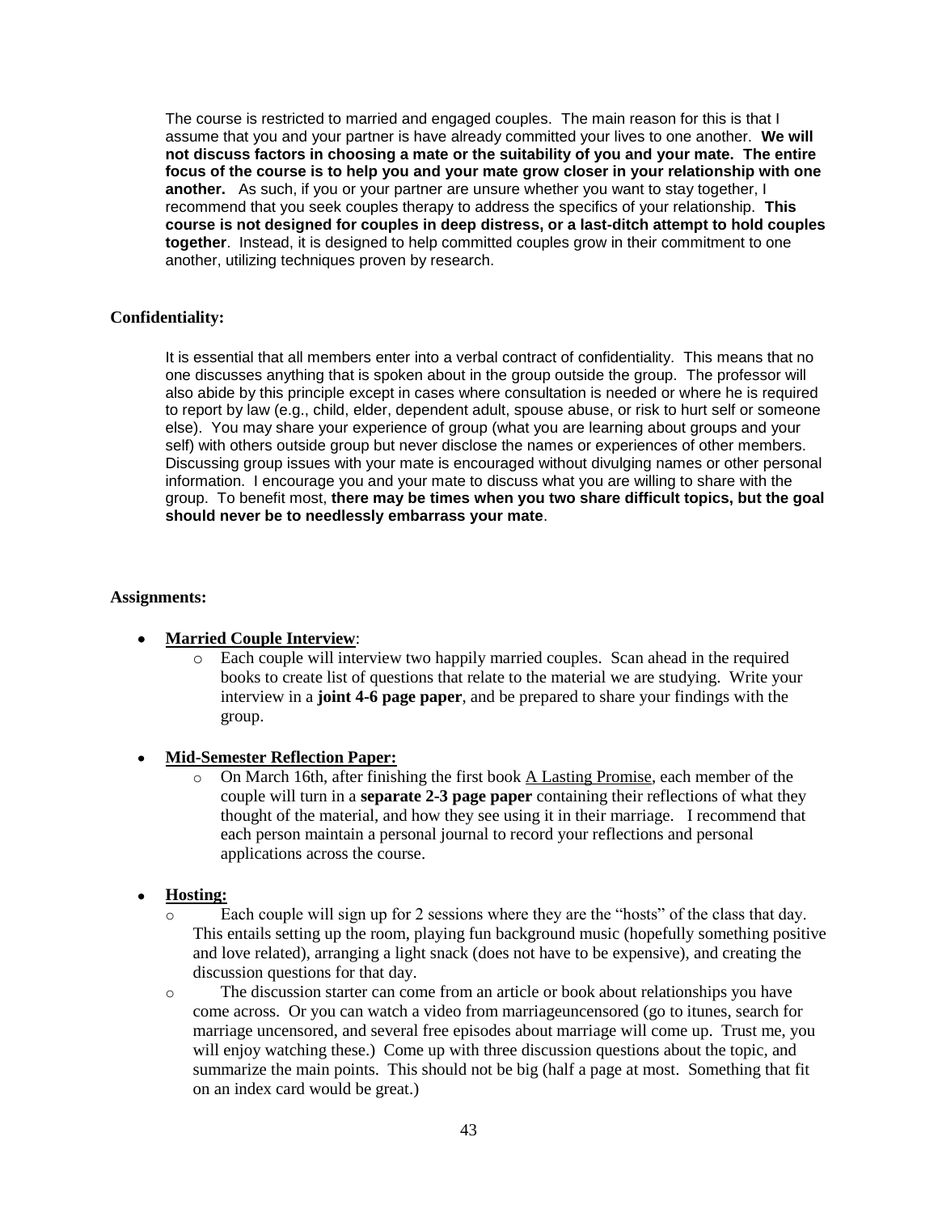The course is restricted to married and engaged couples. The main reason for this is that I assume that you and your partner is have already committed your lives to one another. **We will not discuss factors in choosing a mate or the suitability of you and your mate. The entire focus of the course is to help you and your mate grow closer in your relationship with one another.** As such, if you or your partner are unsure whether you want to stay together, I recommend that you seek couples therapy to address the specifics of your relationship. **This course is not designed for couples in deep distress, or a last-ditch attempt to hold couples together**. Instead, it is designed to help committed couples grow in their commitment to one another, utilizing techniques proven by research.

**Confidentiality:**

It is essential that all members enter into a verbal contract of confidentiality. This means that no one discusses anything that is spoken about in the group outside the group. The professor will also abide by this principle except in cases where consultation is needed or where he is required to report by law (e.g., child, elder, dependent adult, spouse abuse, or risk to hurt self or someone else). You may share your experience of group (what you are learning about groups and your self) with others outside group but never disclose the names or experiences of other members. Discussing group issues with your mate is encouraged without divulging names or other personal information. I encourage you and your mate to discuss what you are willing to share with the group. To benefit most, **there may be times when you two share difficult topics, but the goal should never be to needlessly embarrass your mate**.

**Assignments:**

- **Married Couple Interview**:
  - Each couple will interview two happily married couples. Scan ahead in the required books to create list of questions that relate to the material we are studying. Write your interview in a **joint 4-6 page paper**, and be prepared to share your findings with the group.

- **Mid-Semester Reflection Paper:**
  - On March 16th, after finishing the first book A Lasting Promise, each member of the couple will turn in a **separate 2-3 page paper** containing their reflections of what they thought of the material, and how they see using it in their marriage. I recommend that each person maintain a personal journal to record your reflections and personal applications across the course.

- **Hosting:**
  - Each couple will sign up for 2 sessions where they are the "hosts" of the class that day. This entails setting up the room, playing fun background music (hopefully something positive and love related), arranging a light snack (does not have to be expensive), and creating the discussion questions for that day.
  - The discussion starter can come from an article or book about relationships you have come across. Or you can watch a video from marriageuncensored (go to itunes, search for marriage uncensored, and several free episodes about marriage will come up. Trust me, you will enjoy watching these.) Come up with three discussion questions about the topic, and summarize the main points. This should not be big (half a page at most. Something that fit on an index card would be great.)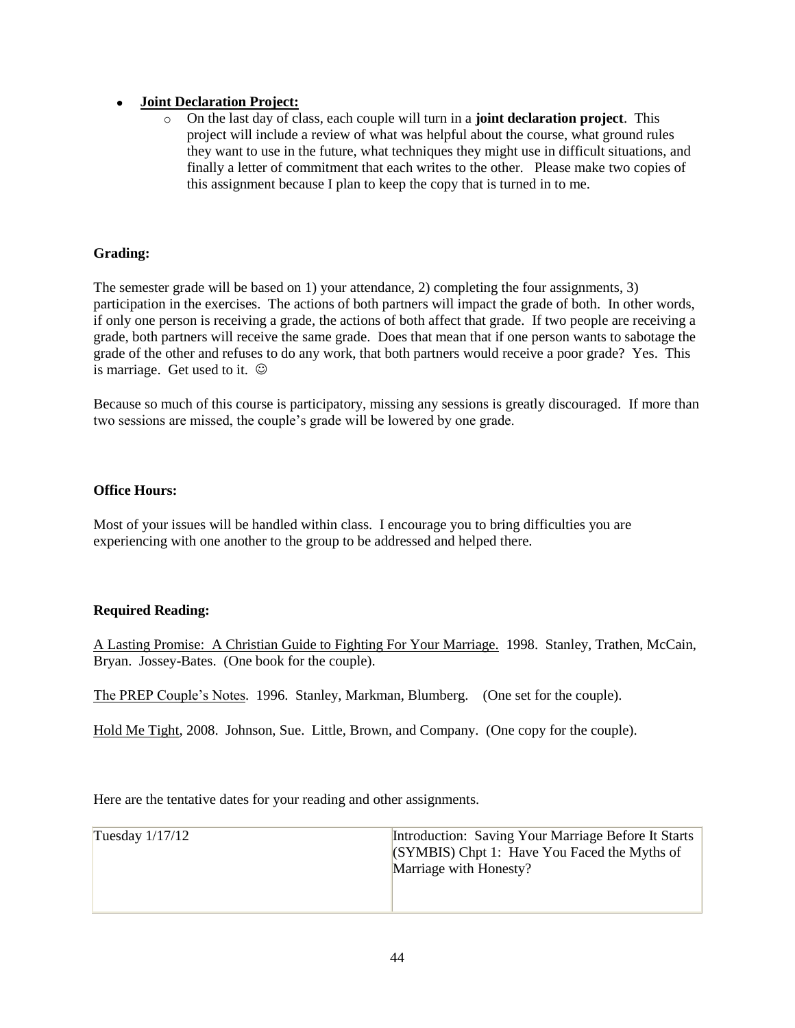- **Joint Declaration Project:**
    - On the last day of class, each couple will turn in a **joint declaration project**. This project will include a review of what was helpful about the course, what ground rules they want to use in the future, what techniques they might use in difficult situations, and finally a letter of commitment that each writes to the other. Please make two copies of this assignment because I plan to keep the copy that is turned in to me.

**Grading:**

The semester grade will be based on 1) your attendance, 2) completing the four assignments, 3) participation in the exercises. The actions of both partners will impact the grade of both. In other words, if only one person is receiving a grade, the actions of both affect that grade. If two people are receiving a grade, both partners will receive the same grade. Does that mean that if one person wants to sabotage the grade of the other and refuses to do any work, that both partners would receive a poor grade? Yes. This is marriage. Get used to it. ☺

Because so much of this course is participatory, missing any sessions is greatly discouraged. If more than two sessions are missed, the couple's grade will be lowered by one grade.

**Office Hours:**

Most of your issues will be handled within class. I encourage you to bring difficulties you are experiencing with one another to the group to be addressed and helped there.

**Required Reading:**

<u>A Lasting Promise: A Christian Guide to Fighting For Your Marriage.</u> 1998. Stanley, Trathen, McCain, Bryan. Jossey-Bates. (One book for the couple).

<u>The PREP Couple's Notes</u>. 1996. Stanley, Markman, Blumberg. (One set for the couple).

<u>Hold Me Tight</u>, 2008. Johnson, Sue. Little, Brown, and Company. (One copy for the couple).

Here are the tentative dates for your reading and other assignments.

| | |
|---|---|
| Tuesday 1/17/12 | Introduction: Saving Your Marriage Before It Starts (SYMBIS) Chpt 1: Have You Faced the Myths of Marriage with Honesty? |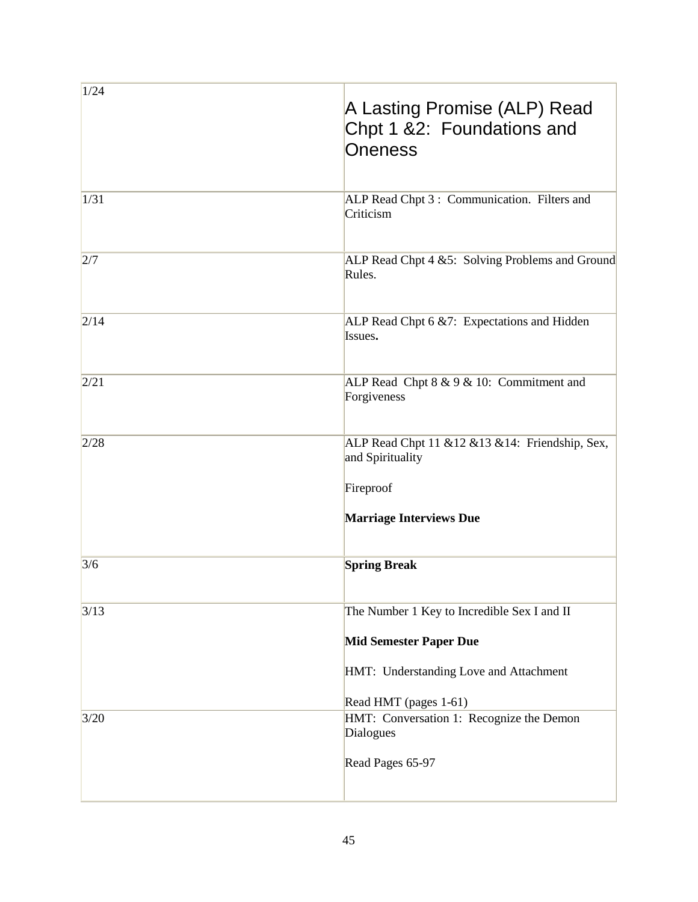| | |
|---|---|
| 1/24 | A Lasting Promise (ALP) Read Chpt 1 &2: Foundations and Oneness |
| 1/31 | ALP Read Chpt 3 : Communication. Filters and Criticism |
| 2/7 | ALP Read Chpt 4 &5: Solving Problems and Ground Rules. |
| 2/14 | ALP Read Chpt 6 &7: Expectations and Hidden Issues**.** |
| 2/21 | ALP Read Chpt 8 & 9 & 10: Commitment and Forgiveness |
| 2/28 | ALP Read Chpt 11 &12 &13 &14: Friendship, Sex, and Spirituality<br><br>Fireproof<br><br>**Marriage Interviews Due** |
| 3/6 | **Spring Break** |
| 3/13 | The Number 1 Key to Incredible Sex I and II<br><br>**Mid Semester Paper Due**<br><br>HMT: Understanding Love and Attachment<br><br>Read HMT (pages 1-61) |
| 3/20 | HMT: Conversation 1: Recognize the Demon Dialogues<br><br>Read Pages 65-97 |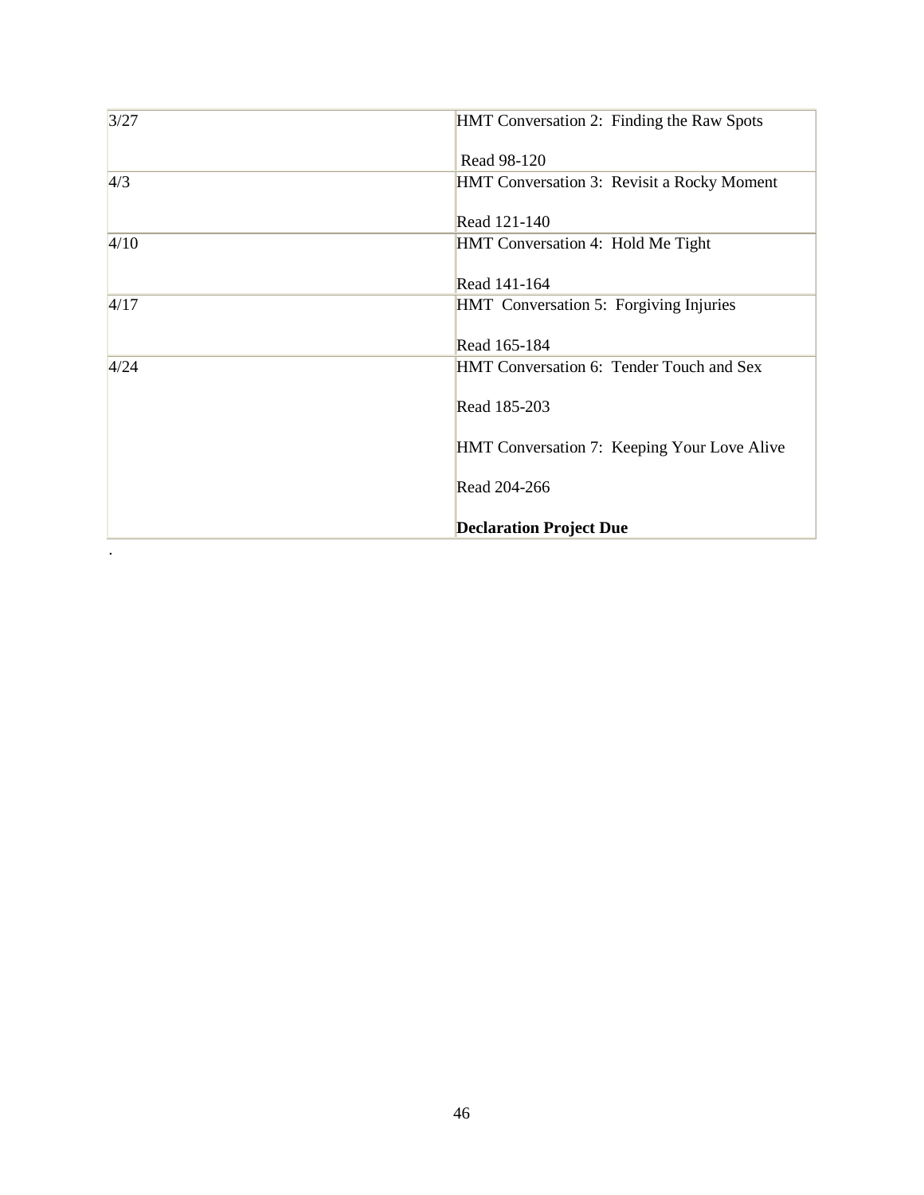| | |
|---|---|
| 3/27 | HMT Conversation 2: Finding the Raw Spots<br><br>Read 98-120 |
| 4/3 | HMT Conversation 3: Revisit a Rocky Moment<br><br>Read 121-140 |
| 4/10 | HMT Conversation 4: Hold Me Tight<br><br>Read 141-164 |
| 4/17 | HMT Conversation 5: Forgiving Injuries<br><br>Read 165-184 |
| 4/24 | HMT Conversation 6: Tender Touch and Sex<br><br>Read 185-203<br><br>HMT Conversation 7: Keeping Your Love Alive<br><br>Read 204-266<br><br>**Declaration Project Due** |

.